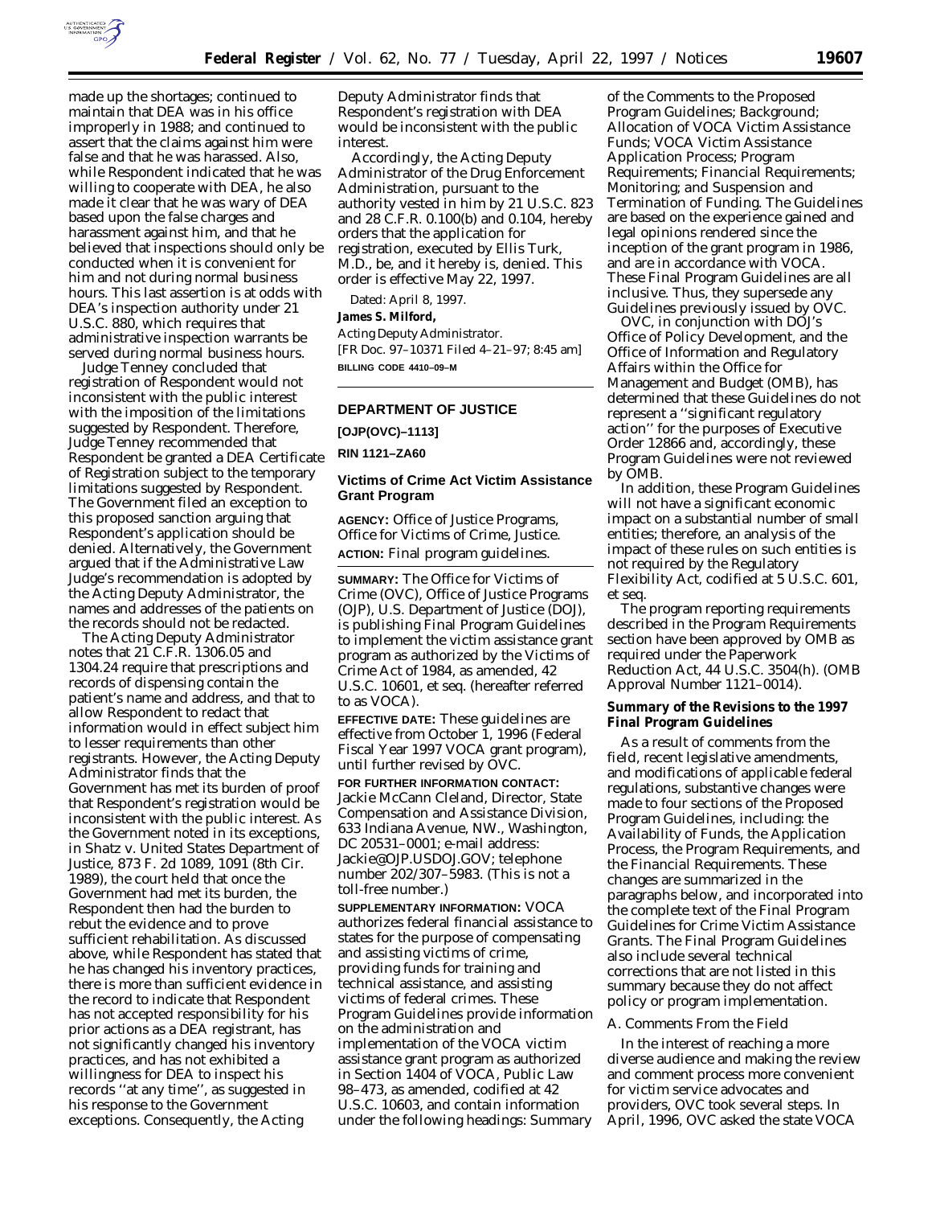made up the shortages; continued to maintain that DEA was in his office improperly in 1988; and continued to assert that the claims against him were false and that he was harassed. Also, while Respondent indicated that he was willing to cooperate with DEA, he also made it clear that he was wary of DEA based upon the false charges and harassment against him, and that he believed that inspections should only be conducted when it is convenient for him and not during normal business hours. This last assertion is at odds with DEA's inspection authority under 21 U.S.C. 880, which requires that administrative inspection warrants be served during normal business hours.

Judge Tenney concluded that registration of Respondent would not inconsistent with the public interest with the imposition of the limitations suggested by Respondent. Therefore, Judge Tenney recommended that Respondent be granted a DEA Certificate of Registration subject to the temporary limitations suggested by Respondent. The Government filed an exception to this proposed sanction arguing that Respondent's application should be denied. Alternatively, the Government argued that if the Administrative Law Judge's recommendation is adopted by the Acting Deputy Administrator, the names and addresses of the patients on the records should not be redacted.

The Acting Deputy Administrator notes that 21 C.F.R. 1306.05 and 1304.24 require that prescriptions and records of dispensing contain the patient's name and address, and that to allow Respondent to redact that information would in effect subject him to lesser requirements than other registrants. However, the Acting Deputy Administrator finds that the Government has met its burden of proof that Respondent's registration would be inconsistent with the public interest. As the Government noted in its exceptions, in *Shatz* v. *United States Department of Justice*, 873 F. 2d 1089, 1091 (8th Cir. 1989), the court held that once the Government had met its burden, the Respondent then had the burden to rebut the evidence and to prove sufficient rehabilitation. As discussed above, while Respondent has stated that he has changed his inventory practices, there is more than sufficient evidence in the record to indicate that Respondent has not accepted responsibility for his prior actions as a DEA registrant, has not significantly changed his inventory practices, and has not exhibited a willingness for DEA to inspect his records "at any time", as suggested in his response to the Government exceptions. Consequently, the Acting Deputy Administrator finds that Respondent's registration with DEA would be inconsistent with the public interest.

Accordingly, the Acting Deputy Administrator of the Drug Enforcement Administration, pursuant to the authority vested in him by 21 U.S.C. 823 and 28 C.F.R. 0.100(b) and 0.104, hereby orders that the application for registration, executed by Ellis Turk, M.D., be, and it hereby is, denied. This order is effective May 22, 1997.

Dated: April 8, 1997.

**James S. Milford,**

*Acting Deputy Administrator.*

[FR Doc. 97–10371 Filed 4–21–97; 8:45 am]

**BILLING CODE 4410–09–M**

---

## DEPARTMENT OF JUSTICE

**[OJP(OVC)–1113]**

**RIN 1121–ZA60**

## Victims of Crime Act Victim Assistance Grant Program

**AGENCY:** Office of Justice Programs, Office for Victims of Crime, Justice.

**ACTION:** Final program guidelines.

---

**SUMMARY:** The Office for Victims of Crime (OVC), Office of Justice Programs (OJP), U.S. Department of Justice (DOJ), is publishing Final Program Guidelines to implement the victim assistance grant program as authorized by the Victims of Crime Act of 1984, as amended, 42 U.S.C. 10601, et seq. (hereafter referred to as VOCA).

**EFFECTIVE DATE:** These guidelines are effective from October 1, 1996 (Federal Fiscal Year 1997 VOCA grant program), until further revised by OVC.

**FOR FURTHER INFORMATION CONTACT:** Jackie McCann Cleland, Director, State Compensation and Assistance Division, 633 Indiana Avenue, NW., Washington, DC 20531–0001; e-mail address: Jackie@OJP.USDOJ.GOV; telephone number 202/307–5983. (This is not a toll-free number.)

**SUPPLEMENTARY INFORMATION:** VOCA authorizes federal financial assistance to states for the purpose of compensating and assisting victims of crime, providing funds for training and technical assistance, and assisting victims of federal crimes. These Program Guidelines provide information on the administration and implementation of the VOCA victim assistance grant program as authorized in Section 1404 of VOCA, Public Law 98–473, as amended, codified at 42 U.S.C. 10603, and contain information under the following headings: Summary of the Comments to the Proposed Program Guidelines; Background; Allocation of VOCA Victim Assistance Funds; VOCA Victim Assistance Application Process; Program Requirements; Financial Requirements; Monitoring; and Suspension and Termination of Funding. The Guidelines are based on the experience gained and legal opinions rendered since the inception of the grant program in 1986, and are in accordance with VOCA. These Final Program Guidelines are all inclusive. Thus, they supersede any Guidelines previously issued by OVC.

OVC, in conjunction with DOJ's Office of Policy Development, and the Office of Information and Regulatory Affairs within the Office for Management and Budget (OMB), has determined that these Guidelines do not represent a "significant regulatory action" for the purposes of Executive Order 12866 and, accordingly, these Program Guidelines were not reviewed by OMB.

In addition, these Program Guidelines will not have a significant economic impact on a substantial number of small entities; therefore, an analysis of the impact of these rules on such entities is not required by the Regulatory Flexibility Act, codified at 5 U.S.C. 601, et seq.

The program reporting requirements described in the Program Requirements section have been approved by OMB as required under the Paperwork Reduction Act, 44 U.S.C. 3504(h). (OMB Approval Number 1121–0014).

### Summary of the Revisions to the 1997 Final Program Guidelines

As a result of comments from the field, recent legislative amendments, and modifications of applicable federal regulations, substantive changes were made to four sections of the Proposed Program Guidelines, including: the Availability of Funds, the Application Process, the Program Requirements, and the Financial Requirements. These changes are summarized in the paragraphs below, and incorporated into the complete text of the Final Program Guidelines for Crime Victim Assistance Grants. The Final Program Guidelines also include several technical corrections that are not listed in this summary because they do not affect policy or program implementation.

#### *A. Comments From the Field*

In the interest of reaching a more diverse audience and making the review and comment process more convenient for victim service advocates and providers, OVC took several steps. In April, 1996, OVC asked the state VOCA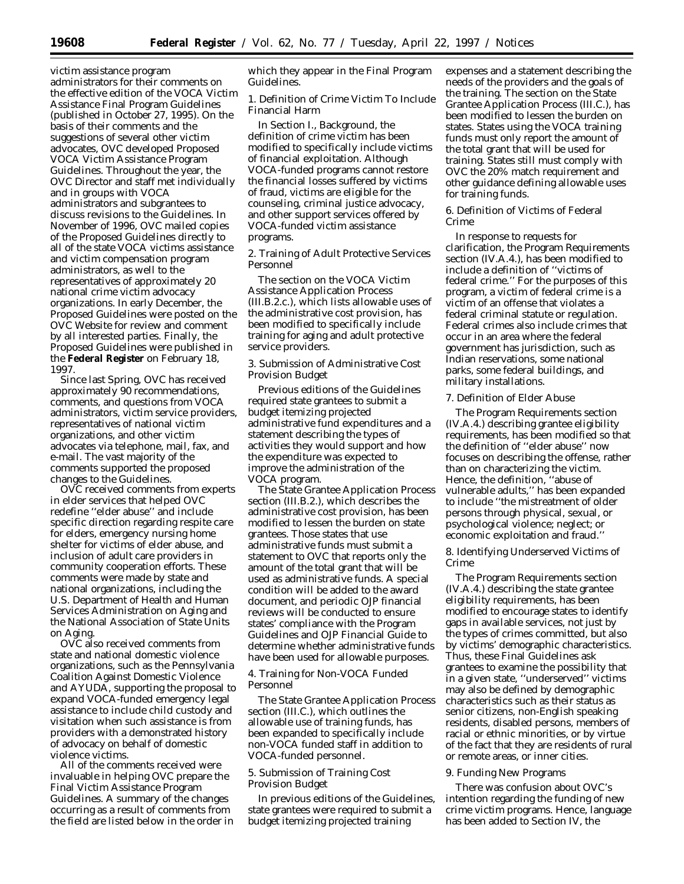victim assistance program administrators for their comments on the effective edition of the VOCA Victim Assistance Final Program Guidelines (published in October 27, 1995). On the basis of their comments and the suggestions of several other victim advocates, OVC developed Proposed VOCA Victim Assistance Program Guidelines. Throughout the year, the OVC Director and staff met individually and in groups with VOCA administrators and subgrantees to discuss revisions to the Guidelines. In November of 1996, OVC mailed copies of the Proposed Guidelines directly to all of the state VOCA victims assistance and victim compensation program administrators, as well to the representatives of approximately 20 national crime victim advocacy organizations. In early December, the Proposed Guidelines were posted on the OVC Website for review and comment by all interested parties. Finally, the Proposed Guidelines were published in the **Federal Register** on February 18, 1997.

Since last Spring, OVC has received approximately 90 recommendations, comments, and questions from VOCA administrators, victim service providers, representatives of national victim organizations, and other victim advocates via telephone, mail, fax, and e-mail. The vast majority of the comments supported the proposed changes to the Guidelines.

OVC received comments from experts in elder services that helped OVC redefine ''elder abuse'' and include specific direction regarding respite care for elders, emergency nursing home shelter for victims of elder abuse, and inclusion of adult care providers in community cooperation efforts. These comments were made by state and national organizations, including the U.S. Department of Health and Human Services Administration on Aging and the National Association of State Units on Aging.

OVC also received comments from state and national domestic violence organizations, such as the Pennsylvania Coalition Against Domestic Violence and AYUDA, supporting the proposal to expand VOCA-funded emergency legal assistance to include child custody and visitation when such assistance is from providers with a demonstrated history of advocacy on behalf of domestic violence victims.

All of the comments received were invaluable in helping OVC prepare the Final Victim Assistance Program Guidelines. A summary of the changes occurring as a result of comments from the field are listed below in the order in which they appear in the Final Program Guidelines.

1. Definition of Crime Victim To Include Financial Harm

In Section I., Background, the definition of crime victim has been modified to specifically include victims of financial exploitation. Although VOCA-funded programs cannot restore the financial losses suffered by victims of fraud, victims are eligible for the counseling, criminal justice advocacy, and other support services offered by VOCA-funded victim assistance programs.

2. Training of Adult Protective Services Personnel

The section on the VOCA Victim Assistance Application Process (III.B.2.c.), which lists allowable uses of the administrative cost provision, has been modified to specifically include training for aging and adult protective service providers.

3. Submission of Administrative Cost Provision Budget

Previous editions of the Guidelines required state grantees to submit a budget itemizing projected administrative fund expenditures and a statement describing the types of activities they would support and how the expenditure was expected to improve the administration of the VOCA program.

The State Grantee Application Process section (III.B.2.), which describes the administrative cost provision, has been modified to lessen the burden on state grantees. Those states that use administrative funds must submit a statement to OVC that reports only the amount of the total grant that will be used as administrative funds. A special condition will be added to the award document, and periodic OJP financial reviews will be conducted to ensure states' compliance with the Program Guidelines and OJP Financial Guide to determine whether administrative funds have been used for allowable purposes.

4. Training for Non-VOCA Funded Personnel

The State Grantee Application Process section (III.C.), which outlines the allowable use of training funds, has been expanded to specifically include non-VOCA funded staff in addition to VOCA-funded personnel.

5. Submission of Training Cost Provision Budget

In previous editions of the Guidelines, state grantees were required to submit a budget itemizing projected training expenses and a statement describing the needs of the providers and the goals of the training. The section on the State Grantee Application Process (III.C.), has been modified to lessen the burden on states. States using the VOCA training funds must only report the amount of the total grant that will be used for training. States still must comply with OVC the 20% match requirement and other guidance defining allowable uses for training funds.

6. Definition of Victims of Federal Crime

In response to requests for clarification, the Program Requirements section (IV.A.4.), has been modified to include a definition of ''victims of federal crime.'' For the purposes of this program, a victim of federal crime is a victim of an offense that violates a federal criminal statute or regulation. Federal crimes also include crimes that occur in an area where the federal government has jurisdiction, such as Indian reservations, some national parks, some federal buildings, and military installations.

7. Definition of Elder Abuse

The Program Requirements section (IV.A.4.) describing grantee eligibility requirements, has been modified so that the definition of ''elder abuse'' now focuses on describing the offense, rather than on characterizing the victim. Hence, the definition, ''abuse of vulnerable adults,'' has been expanded to include ''the mistreatment of older persons through physical, sexual, or psychological violence; neglect; or economic exploitation and fraud.''

8. Identifying Underserved Victims of Crime

The Program Requirements section (IV.A.4.) describing the state grantee eligibility requirements, has been modified to encourage states to identify gaps in available services, not just by the types of crimes committed, but also by victims' demographic characteristics. Thus, these Final Guidelines ask grantees to examine the possibility that in a given state, ''underserved'' victims may also be defined by demographic characteristics such as their status as senior citizens, non-English speaking residents, disabled persons, members of racial or ethnic minorities, or by virtue of the fact that they are residents of rural or remote areas, or inner cities.

9. Funding New Programs

There was confusion about OVC's intention regarding the funding of new crime victim programs. Hence, language has been added to Section IV, the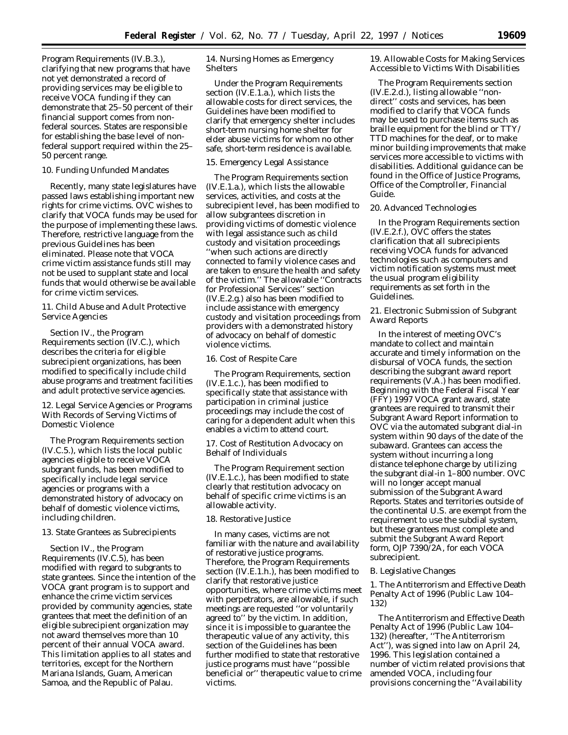Program Requirements (IV.B.3.), clarifying that new programs that have not yet demonstrated a record of providing services may be eligible to receive VOCA funding if they can demonstrate that 25–50 percent of their financial support comes from non-federal sources. States are responsible for establishing the base level of non-federal support required within the 25–50 percent range.

### 10. Funding Unfunded Mandates

Recently, many state legislatures have passed laws establishing important new rights for crime victims. OVC wishes to clarify that VOCA funds may be used for the purpose of implementing these laws. Therefore, restrictive language from the previous Guidelines has been eliminated. Please note that VOCA crime victim assistance funds still may not be used to supplant state and local funds that would otherwise be available for crime victim services.

### 11. Child Abuse and Adult Protective Service Agencies

Section IV., the Program Requirements section (IV.C.), which describes the criteria for eligible subrecipient organizations, has been modified to specifically include child abuse programs and treatment facilities and adult protective service agencies.

### 12. Legal Service Agencies or Programs With Records of Serving Victims of Domestic Violence

The Program Requirements section (IV.C.5.), which lists the local public agencies eligible to receive VOCA subgrant funds, has been modified to specifically include legal service agencies or programs with a demonstrated history of advocacy on behalf of domestic violence victims, including children.

### 13. State Grantees as Subrecipients

Section IV., the Program Requirements (IV.C.5), has been modified with regard to subgrants to state grantees. Since the intention of the VOCA grant program is to support and enhance the crime victim services provided by community agencies, state grantees that meet the definition of an eligible subrecipient organization may not award themselves more than 10 percent of their annual VOCA award. This limitation applies to all states and territories, except for the Northern Mariana Islands, Guam, American Samoa, and the Republic of Palau.

### 14. Nursing Homes as Emergency Shelters

Under the Program Requirements section (IV.E.1.a.), which lists the allowable costs for direct services, the Guidelines have been modified to clarify that emergency shelter includes short-term nursing home shelter for elder abuse victims for whom no other safe, short-term residence is available.

### 15. Emergency Legal Assistance

The Program Requirements section (IV.E.1.a.), which lists the allowable services, activities, and costs at the subrecipient level, has been modified to allow subgrantees discretion in providing victims of domestic violence with legal assistance such as child custody and visitation proceedings ''when such actions are directly connected to family violence cases and are taken to ensure the health and safety of the victim.'' The allowable ''Contracts for Professional Services'' section (IV.E.2.g.) also has been modified to include assistance with emergency custody and visitation proceedings from providers with a demonstrated history of advocacy on behalf of domestic violence victims.

### 16. Cost of Respite Care

The Program Requirements, section (IV.E.1.c.), has been modified to specifically state that assistance with participation in criminal justice proceedings may include the cost of caring for a dependent adult when this enables a victim to attend court.

### 17. Cost of Restitution Advocacy on Behalf of Individuals

The Program Requirement section (IV.E.1.c.), has been modified to state clearly that restitution advocacy on behalf of specific crime victims is an allowable activity.

### 18. Restorative Justice

In many cases, victims are not familiar with the nature and availability of restorative justice programs. Therefore, the Program Requirements section (IV.E.1.h.), has been modified to clarify that restorative justice opportunities, where crime victims meet with perpetrators, are allowable, if such meetings are requested ''or voluntarily agreed to'' by the victim. In addition, since it is impossible to guarantee the therapeutic value of any activity, this section of the Guidelines has been further modified to state that restorative justice programs must have ''possible beneficial or'' therapeutic value to crime victims.

### 19. Allowable Costs for Making Services Accessible to Victims With Disabilities

The Program Requirements section (IV.E.2.d.), listing allowable ''non-direct'' costs and services, has been modified to clarify that VOCA funds may be used to purchase items such as braille equipment for the blind or TTY/TTD machines for the deaf, or to make minor building improvements that make services more accessible to victims with disabilities. Additional guidance can be found in the Office of Justice Programs, Office of the Comptroller, Financial Guide.

### 20. Advanced Technologies

In the Program Requirements section (IV.E.2.f.), OVC offers the states clarification that all subrecipients receiving VOCA funds for advanced technologies such as computers and victim notification systems must meet the usual program eligibility requirements as set forth in the Guidelines.

### 21. Electronic Submission of Subgrant Award Reports

In the interest of meeting OVC's mandate to collect and maintain accurate and timely information on the disbursal of VOCA funds, the section describing the subgrant award report requirements (V.A.) has been modified. Beginning with the Federal Fiscal Year (FFY) 1997 VOCA grant award, state grantees are required to transmit their Subgrant Award Report information to OVC via the automated subgrant dial-in system within 90 days of the date of the subaward. Grantees can access the system without incurring a long distance telephone charge by utilizing the subgrant dial-in 1–800 number. OVC will no longer accept manual submission of the Subgrant Award Reports. States and territories outside of the continental U.S. are exempt from the requirement to use the subdial system, but these grantees must complete and submit the Subgrant Award Report form, OJP 7390/2A, for each VOCA subrecipient.

## *B. Legislative Changes*

### 1. The Antiterrorism and Effective Death Penalty Act of 1996 (Public Law 104–132)

The Antiterrorism and Effective Death Penalty Act of 1996 (Public Law 104–132) (hereafter, ''The Antiterrorism Act''), was signed into law on April 24, 1996. This legislation contained a number of victim related provisions that amended VOCA, including four provisions concerning the ''Availability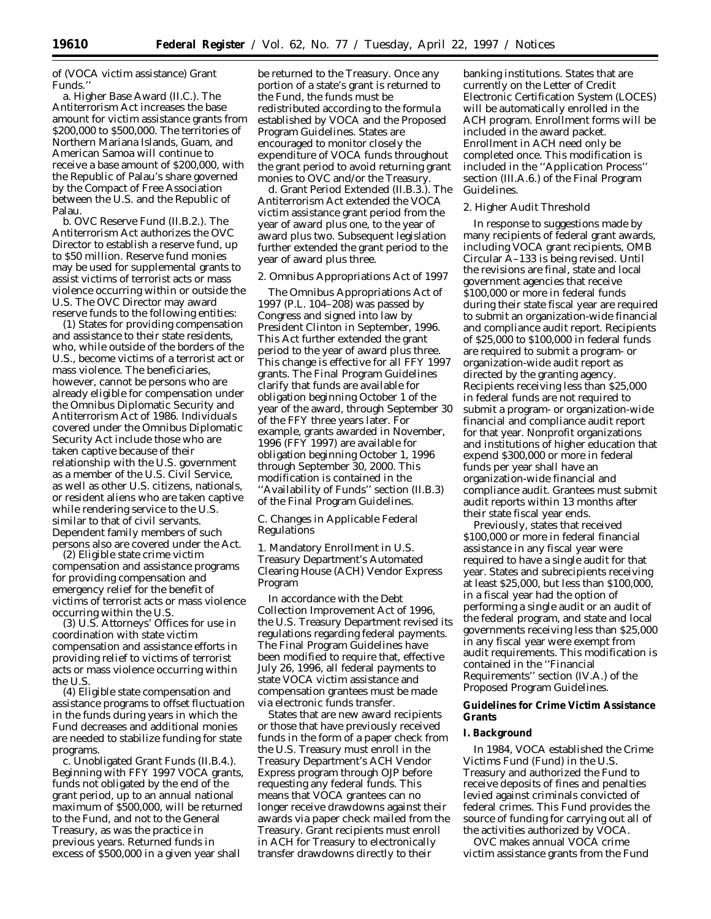of (VOCA victim assistance) Grant Funds.''

a. Higher Base Award (II.C.). The Antiterrorism Act increases the base amount for victim assistance grants from $200,000 to $500,000. The territories of Northern Mariana Islands, Guam, and American Samoa will continue to receive a base amount of $200,000, with the Republic of Palau's share governed by the Compact of Free Association between the U.S. and the Republic of Palau.

b. OVC Reserve Fund (II.B.2.). The Antiterrorism Act authorizes the OVC Director to establish a reserve fund, up to $50 million. Reserve fund monies may be used for supplemental grants to assist victims of terrorist acts or mass violence occurring within or outside the U.S. The OVC Director may award reserve funds to the following entities:

(1) States for providing compensation and assistance to their state residents, who, while outside of the borders of the U.S., become victims of a terrorist act or mass violence. The beneficiaries, however, cannot be persons who are already eligible for compensation under the Omnibus Diplomatic Security and Antiterrorism Act of 1986. Individuals covered under the Omnibus Diplomatic Security Act include those who are taken captive because of their relationship with the U.S. government as a member of the U.S. Civil Service, as well as other U.S. citizens, nationals, or resident aliens who are taken captive while rendering service to the U.S. similar to that of civil servants. Dependent family members of such persons also are covered under the Act.

(2) Eligible state crime victim compensation and assistance programs for providing compensation and emergency relief for the benefit of victims of terrorist acts or mass violence occurring within the U.S.

(3) U.S. Attorneys' Offices for use in coordination with state victim compensation and assistance efforts in providing relief to victims of terrorist acts or mass violence occurring within the U.S.

(4) Eligible state compensation and assistance programs to offset fluctuation in the funds during years in which the Fund decreases and additional monies are needed to stabilize funding for state programs.

c. Unobligated Grant Funds (II.B.4.). Beginning with FFY 1997 VOCA grants, funds not obligated by the end of the grant period, up to an annual national maximum of $500,000, will be returned to the Fund, and not to the General Treasury, as was the practice in previous years. Returned funds in excess of $500,000 in a given year shall be returned to the Treasury. Once any portion of a state's grant is returned to the Fund, the funds must be redistributed according to the formula established by VOCA and the Proposed Program Guidelines. States are encouraged to monitor closely the expenditure of VOCA funds throughout the grant period to avoid returning grant monies to OVC and/or the Treasury.

d. Grant Period Extended (II.B.3.). The Antiterrorism Act extended the VOCA victim assistance grant period from the year of award plus one, to the year of award plus two. Subsequent legislation further extended the grant period to the year of award plus three.

2. Omnibus Appropriations Act of 1997

The Omnibus Appropriations Act of 1997 (P.L. 104–208) was passed by Congress and signed into law by President Clinton in September, 1996. This Act further extended the grant period to the year of award plus three. This change is effective for all FFY 1997 grants. The Final Program Guidelines clarify that funds are available for obligation beginning October 1 of the year of the award, through September 30 of the FFY three years later. For example, grants awarded in November, 1996 (FFY 1997) are available for obligation beginning October 1, 1996 through September 30, 2000. This modification is contained in the ''Availability of Funds'' section (II.B.3) of the Final Program Guidelines.

*C. Changes in Applicable Federal Regulations*

1. Mandatory Enrollment in U.S. Treasury Department's Automated Clearing House (ACH) Vendor Express Program

In accordance with the Debt Collection Improvement Act of 1996, the U.S. Treasury Department revised its regulations regarding federal payments. The Final Program Guidelines have been modified to require that, effective July 26, 1996, all federal payments to state VOCA victim assistance and compensation grantees must be made via electronic funds transfer.

States that are new award recipients or those that have previously received funds in the form of a paper check from the U.S. Treasury must enroll in the Treasury Department's ACH Vendor Express program through OJP before requesting any federal funds. This means that VOCA grantees can no longer receive drawdowns against their awards via paper check mailed from the Treasury. Grant recipients must enroll in ACH for Treasury to electronically transfer drawdowns directly to their banking institutions. States that are currently on the Letter of Credit Electronic Certification System (LOCES) will be automatically enrolled in the ACH program. Enrollment forms will be included in the award packet. Enrollment in ACH need only be completed once. This modification is included in the ''Application Process'' section (III.A.6.) of the Final Program Guidelines.

2. Higher Audit Threshold

In response to suggestions made by many recipients of federal grant awards, including VOCA grant recipients, OMB Circular A–133 is being revised. Until the revisions are final, state and local government agencies that receive $100,000 or more in federal funds during their state fiscal year are required to submit an organization-wide financial and compliance audit report. Recipients of $25,000 to $100,000 in federal funds are required to submit a program- or organization-wide audit report as directed by the granting agency. Recipients receiving less than $25,000 in federal funds are not required to submit a program- or organization-wide financial and compliance audit report for that year. Nonprofit organizations and institutions of higher education that expend $300,000 or more in federal funds per year shall have an organization-wide financial and compliance audit. Grantees must submit audit reports within 13 months after their state fiscal year ends.

Previously, states that received $100,000 or more in federal financial assistance in any fiscal year were required to have a single audit for that year. States and subrecipients receiving at least $25,000, but less than $100,000, in a fiscal year had the option of performing a single audit or an audit of the federal program, and state and local governments receiving less than $25,000 in any fiscal year were exempt from audit requirements. This modification is contained in the ''Financial Requirements'' section (IV.A.) of the Proposed Program Guidelines.

## Guidelines for Crime Victim Assistance Grants

### I. Background

In 1984, VOCA established the Crime Victims Fund (Fund) in the U.S. Treasury and authorized the Fund to receive deposits of fines and penalties levied against criminals convicted of federal crimes. This Fund provides the source of funding for carrying out all of the activities authorized by VOCA.

OVC makes annual VOCA crime victim assistance grants from the Fund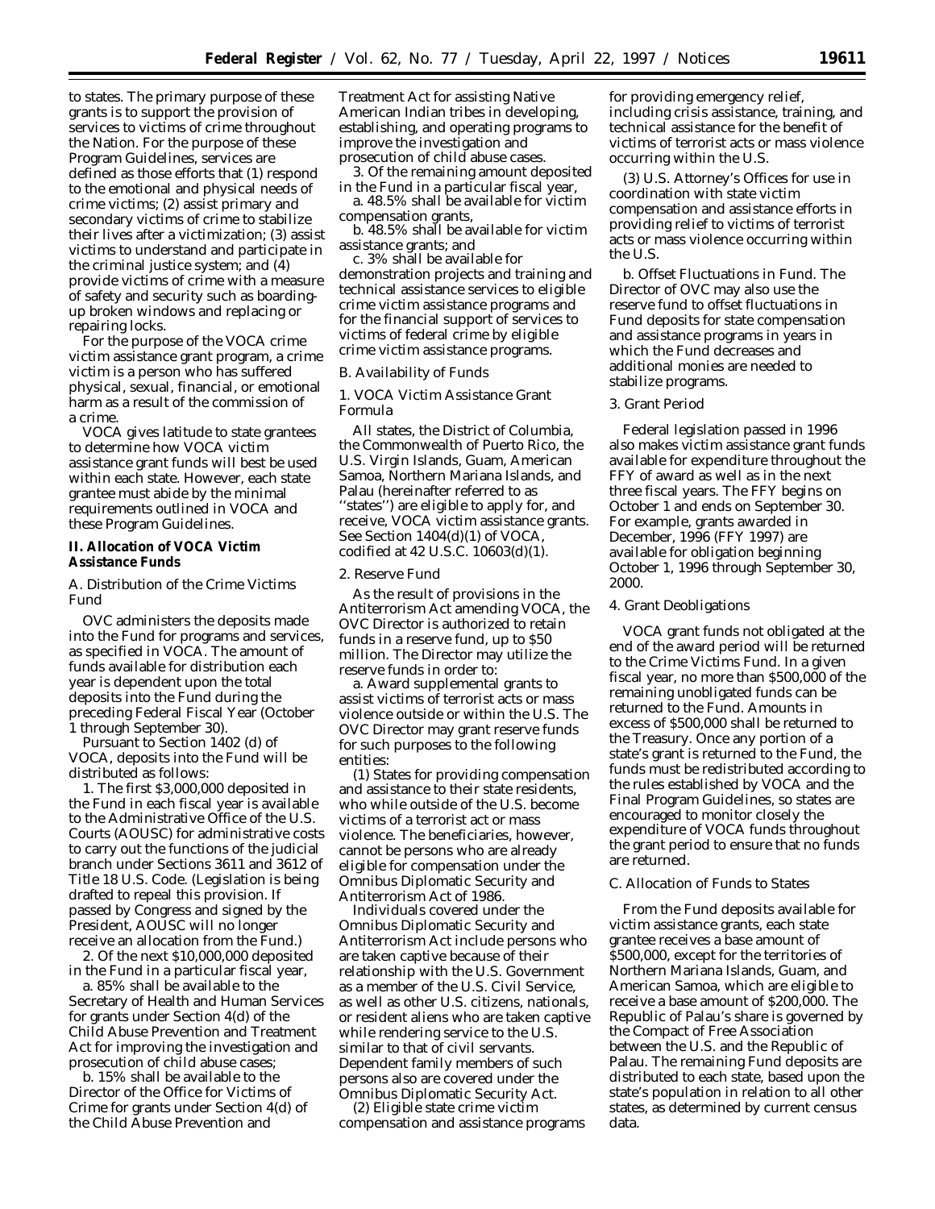to states. The primary purpose of these grants is to support the provision of services to victims of crime throughout the Nation. For the purpose of these Program Guidelines, services are defined as those efforts that (1) respond to the emotional and physical needs of crime victims; (2) assist primary and secondary victims of crime to stabilize their lives after a victimization; (3) assist victims to understand and participate in the criminal justice system; and (4) provide victims of crime with a measure of safety and security such as boarding-up broken windows and replacing or repairing locks.

For the purpose of the VOCA crime victim assistance grant program, a crime victim is a person who has suffered physical, sexual, financial, or emotional harm as a result of the commission of a crime.

VOCA gives latitude to state grantees to determine how VOCA victim assistance grant funds will best be used within each state. However, each state grantee must abide by the minimal requirements outlined in VOCA and these Program Guidelines.

## II. Allocation of VOCA Victim Assistance Funds

### A. Distribution of the Crime Victims Fund

OVC administers the deposits made into the Fund for programs and services, as specified in VOCA. The amount of funds available for distribution each year is dependent upon the total deposits into the Fund during the preceding Federal Fiscal Year (October 1 through September 30).

Pursuant to Section 1402 (d) of VOCA, deposits into the Fund will be distributed as follows:

1. The first $3,000,000 deposited in the Fund in each fiscal year is available to the Administrative Office of the U.S. Courts (AOUSC) for administrative costs to carry out the functions of the judicial branch under Sections 3611 and 3612 of Title 18 U.S. Code. (Legislation is being drafted to repeal this provision. If passed by Congress and signed by the President, AOUSC will no longer receive an allocation from the Fund.)

2. Of the next $10,000,000 deposited in the Fund in a particular fiscal year,

a. 85% shall be available to the Secretary of Health and Human Services for grants under Section 4(d) of the Child Abuse Prevention and Treatment Act for improving the investigation and prosecution of child abuse cases;

b. 15% shall be available to the Director of the Office for Victims of Crime for grants under Section 4(d) of the Child Abuse Prevention and Treatment Act for assisting Native American Indian tribes in developing, establishing, and operating programs to improve the investigation and prosecution of child abuse cases.

3. Of the remaining amount deposited in the Fund in a particular fiscal year,

a. 48.5% shall be available for victim compensation grants,

b. 48.5% shall be available for victim assistance grants; and

c. 3% shall be available for demonstration projects and training and technical assistance services to eligible crime victim assistance programs and for the financial support of services to victims of federal crime by eligible crime victim assistance programs.

### B. Availability of Funds

1. VOCA Victim Assistance Grant Formula

All states, the District of Columbia, the Commonwealth of Puerto Rico, the U.S. Virgin Islands, Guam, American Samoa, Northern Mariana Islands, and Palau (hereinafter referred to as ''states'') are eligible to apply for, and receive, VOCA victim assistance grants. See Section 1404(d)(1) of VOCA, codified at 42 U.S.C. 10603(d)(1).

2. Reserve Fund

As the result of provisions in the Antiterrorism Act amending VOCA, the OVC Director is authorized to retain funds in a reserve fund, up to $50 million. The Director may utilize the reserve funds in order to:

a. Award supplemental grants to assist victims of terrorist acts or mass violence outside or within the U.S. The OVC Director may grant reserve funds for such purposes to the following entities:

(1) States for providing compensation and assistance to their state residents, who while outside of the U.S. become victims of a terrorist act or mass violence. The beneficiaries, however, cannot be persons who are already eligible for compensation under the Omnibus Diplomatic Security and Antiterrorism Act of 1986.

Individuals covered under the Omnibus Diplomatic Security and Antiterrorism Act include persons who are taken captive because of their relationship with the U.S. Government as a member of the U.S. Civil Service, as well as other U.S. citizens, nationals, or resident aliens who are taken captive while rendering service to the U.S. similar to that of civil servants. Dependent family members of such persons also are covered under the Omnibus Diplomatic Security Act.

(2) Eligible state crime victim compensation and assistance programs for providing emergency relief, including crisis assistance, training, and technical assistance for the benefit of victims of terrorist acts or mass violence occurring within the U.S.

(3) U.S. Attorney's Offices for use in coordination with state victim compensation and assistance efforts in providing relief to victims of terrorist acts or mass violence occurring within the U.S.

b. Offset Fluctuations in Fund. The Director of OVC may also use the reserve fund to offset fluctuations in Fund deposits for state compensation and assistance programs in years in which the Fund decreases and additional monies are needed to stabilize programs.

3. Grant Period

Federal legislation passed in 1996 also makes victim assistance grant funds available for expenditure throughout the FFY of award as well as in the next three fiscal years. The FFY begins on October 1 and ends on September 30. For example, grants awarded in December, 1996 (FFY 1997) are available for obligation beginning October 1, 1996 through September 30, 2000.

4. Grant Deobligations

VOCA grant funds not obligated at the end of the award period will be returned to the Crime Victims Fund. In a given fiscal year, no more than $500,000 of the remaining unobligated funds can be returned to the Fund. Amounts in excess of $500,000 shall be returned to the Treasury. Once any portion of a state's grant is returned to the Fund, the funds must be redistributed according to the rules established by VOCA and the Final Program Guidelines, so states are encouraged to monitor closely the expenditure of VOCA funds throughout the grant period to ensure that no funds are returned.

### C. Allocation of Funds to States

From the Fund deposits available for victim assistance grants, each state grantee receives a base amount of $500,000, except for the territories of Northern Mariana Islands, Guam, and American Samoa, which are eligible to receive a base amount of $200,000. The Republic of Palau's share is governed by the Compact of Free Association between the U.S. and the Republic of Palau. The remaining Fund deposits are distributed to each state, based upon the state's population in relation to all other states, as determined by current census data.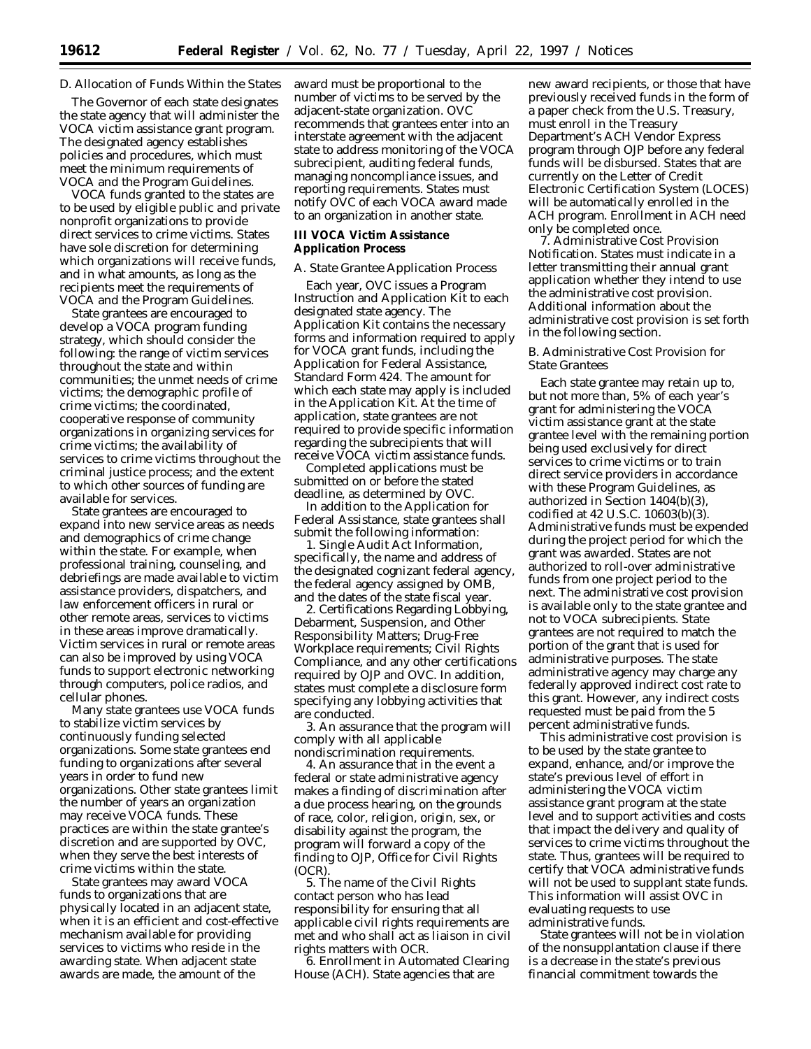### D. Allocation of Funds Within the States

The Governor of each state designates the state agency that will administer the VOCA victim assistance grant program. The designated agency establishes policies and procedures, which must meet the minimum requirements of VOCA and the Program Guidelines.

VOCA funds granted to the states are to be used by eligible public and private nonprofit organizations to provide direct services to crime victims. States have sole discretion for determining which organizations will receive funds, and in what amounts, as long as the recipients meet the requirements of VOCA and the Program Guidelines.

State grantees are encouraged to develop a VOCA program funding strategy, which should consider the following: the range of victim services throughout the state and within communities; the unmet needs of crime victims; the demographic profile of crime victims; the coordinated, cooperative response of community organizations in organizing services for crime victims; the availability of services to crime victims throughout the criminal justice process; and the extent to which other sources of funding are available for services.

State grantees are encouraged to expand into new service areas as needs and demographics of crime change within the state. For example, when professional training, counseling, and debriefings are made available to victim assistance providers, dispatchers, and law enforcement officers in rural or other remote areas, services to victims in these areas improve dramatically. Victim services in rural or remote areas can also be improved by using VOCA funds to support electronic networking through computers, police radios, and cellular phones.

Many state grantees use VOCA funds to stabilize victim services by continuously funding selected organizations. Some state grantees end funding to organizations after several years in order to fund new organizations. Other state grantees limit the number of years an organization may receive VOCA funds. These practices are within the state grantee's discretion and are supported by OVC, when they serve the best interests of crime victims within the state.

State grantees may award VOCA funds to organizations that are physically located in an adjacent state, when it is an efficient and cost-effective mechanism available for providing services to victims who reside in the awarding state. When adjacent state awards are made, the amount of the award must be proportional to the number of victims to be served by the adjacent-state organization. OVC recommends that grantees enter into an interstate agreement with the adjacent state to address monitoring of the VOCA subrecipient, auditing federal funds, managing noncompliance issues, and reporting requirements. States must notify OVC of each VOCA award made to an organization in another state.

## III VOCA Victim Assistance Application Process

### A. State Grantee Application Process

Each year, OVC issues a Program Instruction and Application Kit to each designated state agency. The Application Kit contains the necessary forms and information required to apply for VOCA grant funds, including the Application for Federal Assistance, Standard Form 424. The amount for which each state may apply is included in the Application Kit. At the time of application, state grantees are not required to provide specific information regarding the subrecipients that will receive VOCA victim assistance funds.

Completed applications must be submitted on or before the stated deadline, as determined by OVC.

In addition to the Application for Federal Assistance, state grantees shall submit the following information:

1. Single Audit Act Information, specifically, the name and address of the designated cognizant federal agency, the federal agency assigned by OMB, and the dates of the state fiscal year.

2. Certifications Regarding Lobbying, Debarment, Suspension, and Other Responsibility Matters; Drug-Free Workplace requirements; Civil Rights Compliance, and any other certifications required by OJP and OVC. In addition, states must complete a disclosure form specifying any lobbying activities that are conducted.

3. An assurance that the program will comply with all applicable nondiscrimination requirements.

4. An assurance that in the event a federal or state administrative agency makes a finding of discrimination after a due process hearing, on the grounds of race, color, religion, origin, sex, or disability against the program, the program will forward a copy of the finding to OJP, Office for Civil Rights (OCR).

5. The name of the Civil Rights contact person who has lead responsibility for ensuring that all applicable civil rights requirements are met and who shall act as liaison in civil rights matters with OCR.

6. Enrollment in Automated Clearing House (ACH). State agencies that are new award recipients, or those that have previously received funds in the form of a paper check from the U.S. Treasury, must enroll in the Treasury Department's ACH Vendor Express program through OJP before any federal funds will be disbursed. States that are currently on the Letter of Credit Electronic Certification System (LOCES) will be automatically enrolled in the ACH program. Enrollment in ACH need only be completed once.

7. Administrative Cost Provision Notification. States must indicate in a letter transmitting their annual grant application whether they intend to use the administrative cost provision. Additional information about the administrative cost provision is set forth in the following section.

### B. Administrative Cost Provision for State Grantees

Each state grantee may retain up to, but not more than, 5% of each year's grant for administering the VOCA victim assistance grant at the state grantee level with the remaining portion being used exclusively for direct services to crime victims or to train direct service providers in accordance with these Program Guidelines, as authorized in Section 1404(b)(3), codified at 42 U.S.C. 10603(b)(3). Administrative funds must be expended during the project period for which the grant was awarded. States are not authorized to roll-over administrative funds from one project period to the next. The administrative cost provision is available only to the state grantee and not to VOCA subrecipients. State grantees are not required to match the portion of the grant that is used for administrative purposes. The state administrative agency may charge any federally approved indirect cost rate to this grant. However, any indirect costs requested must be paid from the 5 percent administrative funds.

This administrative cost provision is to be used by the state grantee to expand, enhance, and/or improve the state's previous level of effort in administering the VOCA victim assistance grant program at the state level and to support activities and costs that impact the delivery and quality of services to crime victims throughout the state. Thus, grantees will be required to certify that VOCA administrative funds will not be used to supplant state funds. This information will assist OVC in evaluating requests to use administrative funds.

State grantees will not be in violation of the nonsupplantation clause if there is a decrease in the state's previous financial commitment towards the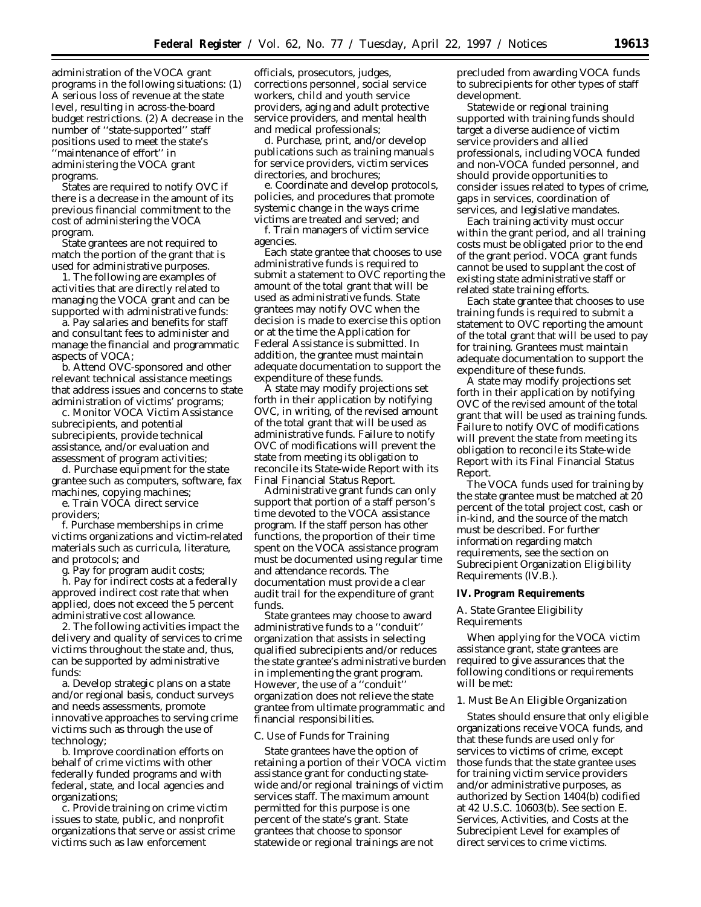administration of the VOCA grant programs in the following situations: (1) A serious loss of revenue at the state level, resulting in across-the-board budget restrictions. (2) A decrease in the number of ''state-supported'' staff positions used to meet the state's ''maintenance of effort'' in administering the VOCA grant programs.

States are required to notify OVC if there is a decrease in the amount of its previous financial commitment to the cost of administering the VOCA program.

State grantees are not required to match the portion of the grant that is used for administrative purposes.

1. The following are examples of activities that are directly related to managing the VOCA grant and can be supported with administrative funds:

a. Pay salaries and benefits for staff and consultant fees to administer and manage the financial and programmatic aspects of VOCA;

b. Attend OVC-sponsored and other relevant technical assistance meetings that address issues and concerns to state administration of victims' programs;

c. Monitor VOCA Victim Assistance subrecipients, and potential subrecipients, provide technical assistance, and/or evaluation and assessment of program activities;

d. Purchase equipment for the state grantee such as computers, software, fax machines, copying machines;

e. Train VOCA direct service providers;

f. Purchase memberships in crime victims organizations and victim-related materials such as curricula, literature, and protocols; and

g. Pay for program audit costs;

h. Pay for indirect costs at a federally approved indirect cost rate that when applied, does not exceed the 5 percent administrative cost allowance.

2. The following activities impact the delivery and quality of services to crime victims throughout the state and, thus, can be supported by administrative funds:

a. Develop strategic plans on a state and/or regional basis, conduct surveys and needs assessments, promote innovative approaches to serving crime victims such as through the use of technology;

b. Improve coordination efforts on behalf of crime victims with other federally funded programs and with federal, state, and local agencies and organizations;

c. Provide training on crime victim issues to state, public, and nonprofit organizations that serve or assist crime victims such as law enforcement officials, prosecutors, judges, corrections personnel, social service workers, child and youth service providers, aging and adult protective service providers, and mental health and medical professionals;

d. Purchase, print, and/or develop publications such as training manuals for service providers, victim services directories, and brochures;

e. Coordinate and develop protocols, policies, and procedures that promote systemic change in the ways crime victims are treated and served; and

f. Train managers of victim service agencies.

Each state grantee that chooses to use administrative funds is required to submit a statement to OVC reporting the amount of the total grant that will be used as administrative funds. State grantees may notify OVC when the decision is made to exercise this option or at the time the Application for Federal Assistance is submitted. In addition, the grantee must maintain adequate documentation to support the expenditure of these funds.

A state may modify projections set forth in their application by notifying OVC, in writing, of the revised amount of the total grant that will be used as administrative funds. Failure to notify OVC of modifications will prevent the state from meeting its obligation to reconcile its State-wide Report with its Final Financial Status Report.

Administrative grant funds can only support that portion of a staff person's time devoted to the VOCA assistance program. If the staff person has other functions, the proportion of their time spent on the VOCA assistance program must be documented using regular time and attendance records. The documentation must provide a clear audit trail for the expenditure of grant funds.

State grantees may choose to award administrative funds to a ''conduit'' organization that assists in selecting qualified subrecipients and/or reduces the state grantee's administrative burden in implementing the grant program. However, the use of a ''conduit'' organization does not relieve the state grantee from ultimate programmatic and financial responsibilities.

### *C. Use of Funds for Training*

State grantees have the option of retaining a portion of their VOCA victim assistance grant for conducting statewide and/or regional trainings of victim services staff. The maximum amount permitted for this purpose is one percent of the state's grant. State grantees that choose to sponsor statewide or regional trainings are not precluded from awarding VOCA funds to subrecipients for other types of staff development.

Statewide or regional training supported with training funds should target a diverse audience of victim service providers and allied professionals, including VOCA funded and non-VOCA funded personnel, and should provide opportunities to consider issues related to types of crime, gaps in services, coordination of services, and legislative mandates.

Each training activity must occur within the grant period, and all training costs must be obligated prior to the end of the grant period. VOCA grant funds cannot be used to supplant the cost of existing state administrative staff or related state training efforts.

Each state grantee that chooses to use training funds is required to submit a statement to OVC reporting the amount of the total grant that will be used to pay for training. Grantees must maintain adequate documentation to support the expenditure of these funds.

A state may modify projections set forth in their application by notifying OVC of the revised amount of the total grant that will be used as training funds. Failure to notify OVC of modifications will prevent the state from meeting its obligation to reconcile its State-wide Report with its Final Financial Status Report.

The VOCA funds used for training by the state grantee must be matched at 20 percent of the total project cost, cash or in-kind, and the source of the match must be described. For further information regarding match requirements, see the section on Subrecipient Organization Eligibility Requirements (IV.B.).

## **IV. Program Requirements**

### *A. State Grantee Eligibility Requirements*

When applying for the VOCA victim assistance grant, state grantees are required to give assurances that the following conditions or requirements will be met:

#### 1. Must Be An Eligible Organization

States should ensure that only eligible organizations receive VOCA funds, and that these funds are used only for services to victims of crime, except those funds that the state grantee uses for training victim service providers and/or administrative purposes, as authorized by Section 1404(b) codified at 42 U.S.C. 10603(b). See section E. Services, Activities, and Costs at the Subrecipient Level for examples of direct services to crime victims.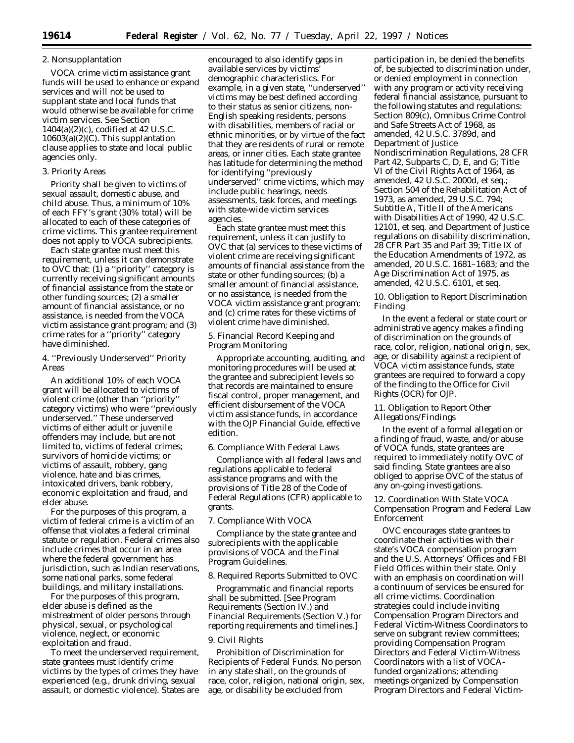2. Nonsupplantation

VOCA crime victim assistance grant funds will be used to enhance or expand services and will not be used to supplant state and local funds that would otherwise be available for crime victim services. See Section 1404(a)(2)(c), codified at 42 U.S.C. 10603(a)(2)(C). This supplantation clause applies to state and local public agencies only.

3. Priority Areas

Priority shall be given to victims of sexual assault, domestic abuse, and child abuse. Thus, a minimum of 10% of each FFY's grant (30% total) will be allocated to each of these categories of crime victims. This grantee requirement does not apply to VOCA subrecipients.

Each state grantee must meet this requirement, unless it can demonstrate to OVC that: (1) a ''priority'' category is currently receiving significant amounts of financial assistance from the state or other funding sources; (2) a smaller amount of financial assistance, or no assistance, is needed from the VOCA victim assistance grant program; and (3) crime rates for a ''priority'' category have diminished.

4. ''Previously Underserved'' Priority Areas

An additional 10% of each VOCA grant will be allocated to victims of violent crime (other than ''priority'' category victims) who were ''previously underserved.'' These underserved victims of either adult or juvenile offenders may include, but are not limited to, victims of federal crimes; survivors of homicide victims; or victims of assault, robbery, gang violence, hate and bias crimes, intoxicated drivers, bank robbery, economic exploitation and fraud, and elder abuse.

For the purposes of this program, a victim of federal crime is a victim of an offense that violates a federal criminal statute or regulation. Federal crimes also include crimes that occur in an area where the federal government has jurisdiction, such as Indian reservations, some national parks, some federal buildings, and military installations.

For the purposes of this program, elder abuse is defined as the mistreatment of older persons through physical, sexual, or psychological violence, neglect, or economic exploitation and fraud.

To meet the underserved requirement, state grantees must identify crime victims by the types of crimes they have experienced (e.g., drunk driving, sexual assault, or domestic violence). States are encouraged to also identify gaps in available services by victims' demographic characteristics. For example, in a given state, ''underserved'' victims may be best defined according to their status as senior citizens, non-English speaking residents, persons with disabilities, members of racial or ethnic minorities, or by virtue of the fact that they are residents of rural or remote areas, or inner cities. Each state grantee has latitude for determining the method for identifying ''previously underserved'' crime victims, which may include public hearings, needs assessments, task forces, and meetings with state-wide victim services agencies.

Each state grantee must meet this requirement, unless it can justify to OVC that (a) services to these victims of violent crime are receiving significant amounts of financial assistance from the state or other funding sources; (b) a smaller amount of financial assistance, or no assistance, is needed from the VOCA victim assistance grant program; and (c) crime rates for these victims of violent crime have diminished.

5. Financial Record Keeping and Program Monitoring

Appropriate accounting, auditing, and monitoring procedures will be used at the grantee and subrecipient levels so that records are maintained to ensure fiscal control, proper management, and efficient disbursement of the VOCA victim assistance funds, in accordance with the OJP Financial Guide, effective edition.

6. Compliance With Federal Laws

Compliance with all federal laws and regulations applicable to federal assistance programs and with the provisions of Title 28 of the Code of Federal Regulations (CFR) applicable to grants.

7. Compliance With VOCA

Compliance by the state grantee and subrecipients with the applicable provisions of VOCA and the Final Program Guidelines.

8. Required Reports Submitted to OVC

Programmatic and financial reports shall be submitted. [See Program Requirements (Section IV.) and Financial Requirements (Section V.) for reporting requirements and timelines.]

9. Civil Rights

Prohibition of Discrimination for Recipients of Federal Funds. No person in any state shall, on the grounds of race, color, religion, national origin, sex, age, or disability be excluded from participation in, be denied the benefits of, be subjected to discrimination under, or denied employment in connection with any program or activity receiving federal financial assistance, pursuant to the following statutes and regulations: Section 809(c), Omnibus Crime Control and Safe Streets Act of 1968, as amended, 42 U.S.C. 3789d, and Department of Justice Nondiscrimination Regulations, 28 CFR Part 42, Subparts C, D, E, and G; Title VI of the Civil Rights Act of 1964, as amended, 42 U.S.C. 2000d, et seq.; Section 504 of the Rehabilitation Act of 1973, as amended, 29 U.S.C. 794; Subtitle A, Title II of the Americans with Disabilities Act of 1990, 42 U.S.C. 12101, et seq. and Department of Justice regulations on disability discrimination, 28 CFR Part 35 and Part 39; Title IX of the Education Amendments of 1972, as amended, 20 U.S.C. 1681–1683; and the Age Discrimination Act of 1975, as amended, 42 U.S.C. 6101, et seq.

10. Obligation to Report Discrimination Finding

In the event a federal or state court or administrative agency makes a finding of discrimination on the grounds of race, color, religion, national origin, sex, age, or disability against a recipient of VOCA victim assistance funds, state grantees are required to forward a copy of the finding to the Office for Civil Rights (OCR) for OJP.

11. Obligation to Report Other Allegations/Findings

In the event of a formal allegation or a finding of fraud, waste, and/or abuse of VOCA funds, state grantees are required to immediately notify OVC of said finding. State grantees are also obliged to apprise OVC of the status of any on-going investigations.

12. Coordination With State VOCA Compensation Program and Federal Law Enforcement

OVC encourages state grantees to coordinate their activities with their state's VOCA compensation program and the U.S. Attorneys' Offices and FBI Field Offices within their state. Only with an emphasis on coordination will a continuum of services be ensured for all crime victims. Coordination strategies could include inviting Compensation Program Directors and Federal Victim-Witness Coordinators to serve on subgrant review committees; providing Compensation Program Directors and Federal Victim-Witness Coordinators with a list of VOCA-funded organizations; attending meetings organized by Compensation Program Directors and Federal Victim-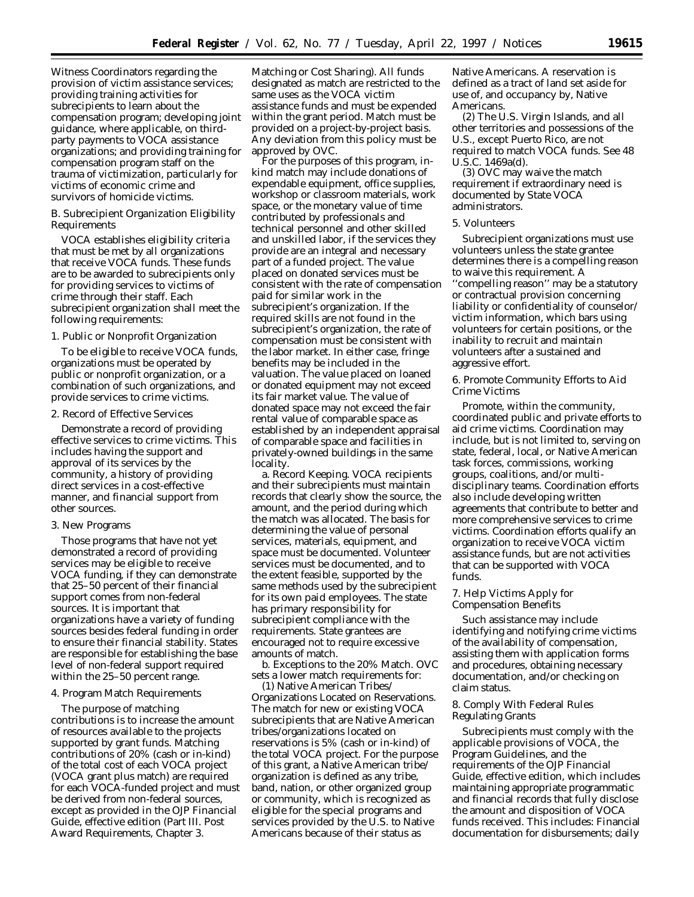Witness Coordinators regarding the provision of victim assistance services; providing training activities for subrecipients to learn about the compensation program; developing joint guidance, where applicable, on third-party payments to VOCA assistance organizations; and providing training for compensation program staff on the trauma of victimization, particularly for victims of economic crime and survivors of homicide victims.

### B. Subrecipient Organization Eligibility Requirements

VOCA establishes eligibility criteria that must be met by all organizations that receive VOCA funds. These funds are to be awarded to subrecipients only for providing services to victims of crime through their staff. Each subrecipient organization shall meet the following requirements:

#### 1. Public or Nonprofit Organization

To be eligible to receive VOCA funds, organizations must be operated by public or nonprofit organization, or a combination of such organizations, and provide services to crime victims.

#### 2. Record of Effective Services

Demonstrate a record of providing effective services to crime victims. This includes having the support and approval of its services by the community, a history of providing direct services in a cost-effective manner, and financial support from other sources.

#### 3. New Programs

Those programs that have not yet demonstrated a record of providing services may be eligible to receive VOCA funding, if they can demonstrate that 25–50 percent of their financial support comes from non-federal sources. It is important that organizations have a variety of funding sources besides federal funding in order to ensure their financial stability. States are responsible for establishing the base level of non-federal support required within the 25–50 percent range.

#### 4. Program Match Requirements

The purpose of matching contributions is to increase the amount of resources available to the projects supported by grant funds. Matching contributions of 20% (cash or in-kind) of the total cost of each VOCA project (VOCA grant plus match) are required for each VOCA-funded project and must be derived from non-federal sources, except as provided in the OJP Financial Guide, effective edition (Part III. Post Award Requirements, Chapter 3. Matching or Cost Sharing). All funds designated as match are restricted to the same uses as the VOCA victim assistance funds and must be expended within the grant period. Match must be provided on a project-by-project basis. Any deviation from this policy must be approved by OVC.

For the purposes of this program, in-kind match may include donations of expendable equipment, office supplies, workshop or classroom materials, work space, or the monetary value of time contributed by professionals and technical personnel and other skilled and unskilled labor, if the services they provide are an integral and necessary part of a funded project. The value placed on donated services must be consistent with the rate of compensation paid for similar work in the subrecipient's organization. If the required skills are not found in the subrecipient's organization, the rate of compensation must be consistent with the labor market. In either case, fringe benefits may be included in the valuation. The value placed on loaned or donated equipment may not exceed its fair market value. The value of donated space may not exceed the fair rental value of comparable space as established by an independent appraisal of comparable space and facilities in privately-owned buildings in the same locality.

a. Record Keeping. VOCA recipients and their subrecipients must maintain records that clearly show the source, the amount, and the period during which the match was allocated. The basis for determining the value of personal services, materials, equipment, and space must be documented. Volunteer services must be documented, and to the extent feasible, supported by the same methods used by the subrecipient for its own paid employees. The state has primary responsibility for subrecipient compliance with the requirements. State grantees are encouraged not to require excessive amounts of match.

b. Exceptions to the 20% Match. OVC sets a lower match requirements for:

(1) Native American Tribes/Organizations Located on Reservations. The match for new or existing VOCA subrecipients that are Native American tribes/organizations located on reservations is 5% (cash or in-kind) of the total VOCA project. For the purpose of this grant, a Native American tribe/organization is defined as any tribe, band, nation, or other organized group or community, which is recognized as eligible for the special programs and services provided by the U.S. to Native Americans because of their status as Native Americans. A reservation is defined as a tract of land set aside for use of, and occupancy by, Native Americans.

(2) The U.S. Virgin Islands, and all other territories and possessions of the U.S., except Puerto Rico, are not required to match VOCA funds. See 48 U.S.C. 1469a(d).

(3) OVC may waive the match requirement if extraordinary need is documented by State VOCA administrators.

#### 5. Volunteers

Subrecipient organizations must use volunteers unless the state grantee determines there is a compelling reason to waive this requirement. A ''compelling reason'' may be a statutory or contractual provision concerning liability or confidentiality of counselor/victim information, which bars using volunteers for certain positions, or the inability to recruit and maintain volunteers after a sustained and aggressive effort.

#### 6. Promote Community Efforts to Aid Crime Victims

Promote, within the community, coordinated public and private efforts to aid crime victims. Coordination may include, but is not limited to, serving on state, federal, local, or Native American task forces, commissions, working groups, coalitions, and/or multi-disciplinary teams. Coordination efforts also include developing written agreements that contribute to better and more comprehensive services to crime victims. Coordination efforts qualify an organization to receive VOCA victim assistance funds, but are not activities that can be supported with VOCA funds.

#### 7. Help Victims Apply for Compensation Benefits

Such assistance may include identifying and notifying crime victims of the availability of compensation, assisting them with application forms and procedures, obtaining necessary documentation, and/or checking on claim status.

#### 8. Comply With Federal Rules Regulating Grants

Subrecipients must comply with the applicable provisions of VOCA, the Program Guidelines, and the requirements of the OJP Financial Guide, effective edition, which includes maintaining appropriate programmatic and financial records that fully disclose the amount and disposition of VOCA funds received. This includes: Financial documentation for disbursements; daily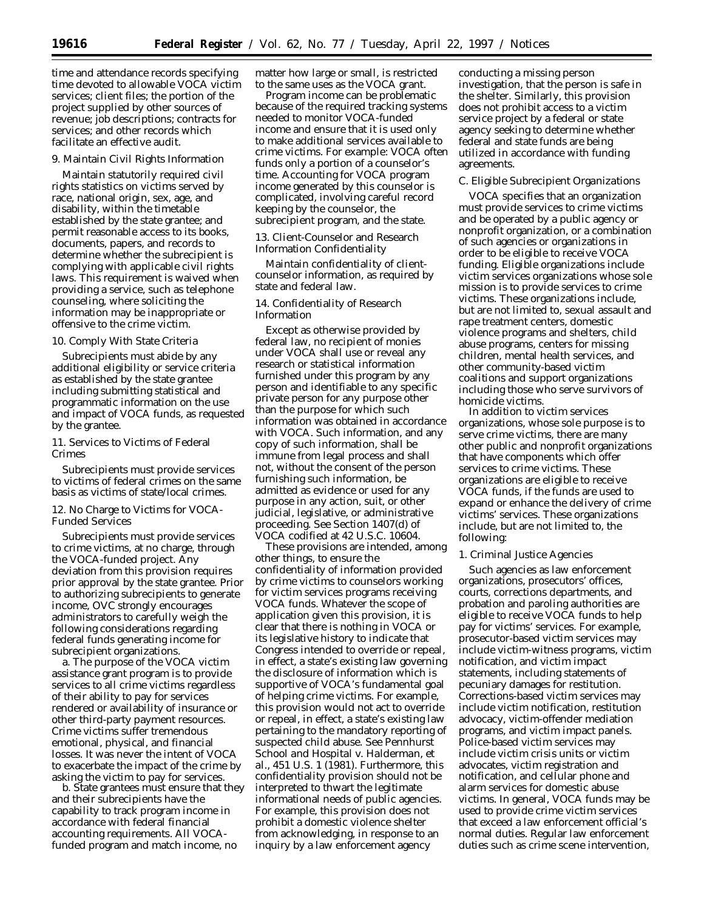time and attendance records specifying time devoted to allowable VOCA victim services; client files; the portion of the project supplied by other sources of revenue; job descriptions; contracts for services; and other records which facilitate an effective audit.

9. Maintain Civil Rights Information

Maintain statutorily required civil rights statistics on victims served by race, national origin, sex, age, and disability, within the timetable established by the state grantee; and permit reasonable access to its books, documents, papers, and records to determine whether the subrecipient is complying with applicable civil rights laws. This requirement is waived when providing a service, such as telephone counseling, where soliciting the information may be inappropriate or offensive to the crime victim.

10. Comply With State Criteria

Subrecipients must abide by any additional eligibility or service criteria as established by the state grantee including submitting statistical and programmatic information on the use and impact of VOCA funds, as requested by the grantee.

11. Services to Victims of Federal Crimes

Subrecipients must provide services to victims of federal crimes on the same basis as victims of state/local crimes.

12. No Charge to Victims for VOCA-Funded Services

Subrecipients must provide services to crime victims, at no charge, through the VOCA-funded project. Any deviation from this provision requires prior approval by the state grantee. Prior to authorizing subrecipients to generate income, OVC strongly encourages administrators to carefully weigh the following considerations regarding federal funds generating income for subrecipient organizations.

a. The purpose of the VOCA victim assistance grant program is to provide services to all crime victims regardless of their ability to pay for services rendered or availability of insurance or other third-party payment resources. Crime victims suffer tremendous emotional, physical, and financial losses. It was never the intent of VOCA to exacerbate the impact of the crime by asking the victim to pay for services.

b. State grantees must ensure that they and their subrecipients have the capability to track program income in accordance with federal financial accounting requirements. All VOCA-funded program and match income, no matter how large or small, is restricted to the same uses as the VOCA grant.

Program income can be problematic because of the required tracking systems needed to monitor VOCA-funded income and ensure that it is used only to make additional services available to crime victims. For example: VOCA often funds only a portion of a counselor's time. Accounting for VOCA program income generated by this counselor is complicated, involving careful record keeping by the counselor, the subrecipient program, and the state.

13. Client-Counselor and Research Information Confidentiality

Maintain confidentiality of client-counselor information, as required by state and federal law.

14. Confidentiality of Research Information

Except as otherwise provided by federal law, no recipient of monies under VOCA shall use or reveal any research or statistical information furnished under this program by any person and identifiable to any specific private person for any purpose other than the purpose for which such information was obtained in accordance with VOCA. Such information, and any copy of such information, shall be immune from legal process and shall not, without the consent of the person furnishing such information, be admitted as evidence or used for any purpose in any action, suit, or other judicial, legislative, or administrative proceeding. See Section 1407(d) of VOCA codified at 42 U.S.C. 10604.

These provisions are intended, among other things, to ensure the confidentiality of information provided by crime victims to counselors working for victim services programs receiving VOCA funds. Whatever the scope of application given this provision, it is clear that there is nothing in VOCA or its legislative history to indicate that Congress intended to override or repeal, in effect, a state's existing law governing the disclosure of information which is supportive of VOCA's fundamental goal of helping crime victims. For example, this provision would not act to override or repeal, in effect, a state's existing law pertaining to the mandatory reporting of suspected child abuse. See *Pennhurst School and Hospital* v. *Halderman, et al.*, 451 U.S. 1 (1981). Furthermore, this confidentiality provision should not be interpreted to thwart the legitimate informational needs of public agencies. For example, this provision does not prohibit a domestic violence shelter from acknowledging, in response to an inquiry by a law enforcement agency conducting a missing person investigation, that the person is safe in the shelter. Similarly, this provision does not prohibit access to a victim service project by a federal or state agency seeking to determine whether federal and state funds are being utilized in accordance with funding agreements.

C. Eligible Subrecipient Organizations

VOCA specifies that an organization must provide services to crime victims and be operated by a public agency or nonprofit organization, or a combination of such agencies or organizations in order to be eligible to receive VOCA funding. Eligible organizations include victim services organizations whose sole mission is to provide services to crime victims. These organizations include, but are not limited to, sexual assault and rape treatment centers, domestic violence programs and shelters, child abuse programs, centers for missing children, mental health services, and other community-based victim coalitions and support organizations including those who serve survivors of homicide victims.

In addition to victim services organizations, whose sole purpose is to serve crime victims, there are many other public and nonprofit organizations that have components which offer services to crime victims. These organizations are eligible to receive VOCA funds, if the funds are used to expand or enhance the delivery of crime victims' services. These organizations include, but are not limited to, the following:

1. Criminal Justice Agencies

Such agencies as law enforcement organizations, prosecutors' offices, courts, corrections departments, and probation and paroling authorities are eligible to receive VOCA funds to help pay for victims' services. For example, prosecutor-based victim services may include victim-witness programs, victim notification, and victim impact statements, including statements of pecuniary damages for restitution. Corrections-based victim services may include victim notification, restitution advocacy, victim-offender mediation programs, and victim impact panels. Police-based victim services may include victim crisis units or victim advocates, victim registration and notification, and cellular phone and alarm services for domestic abuse victims. In general, VOCA funds may be used to provide crime victim services that exceed a law enforcement official's normal duties. Regular law enforcement duties such as crime scene intervention,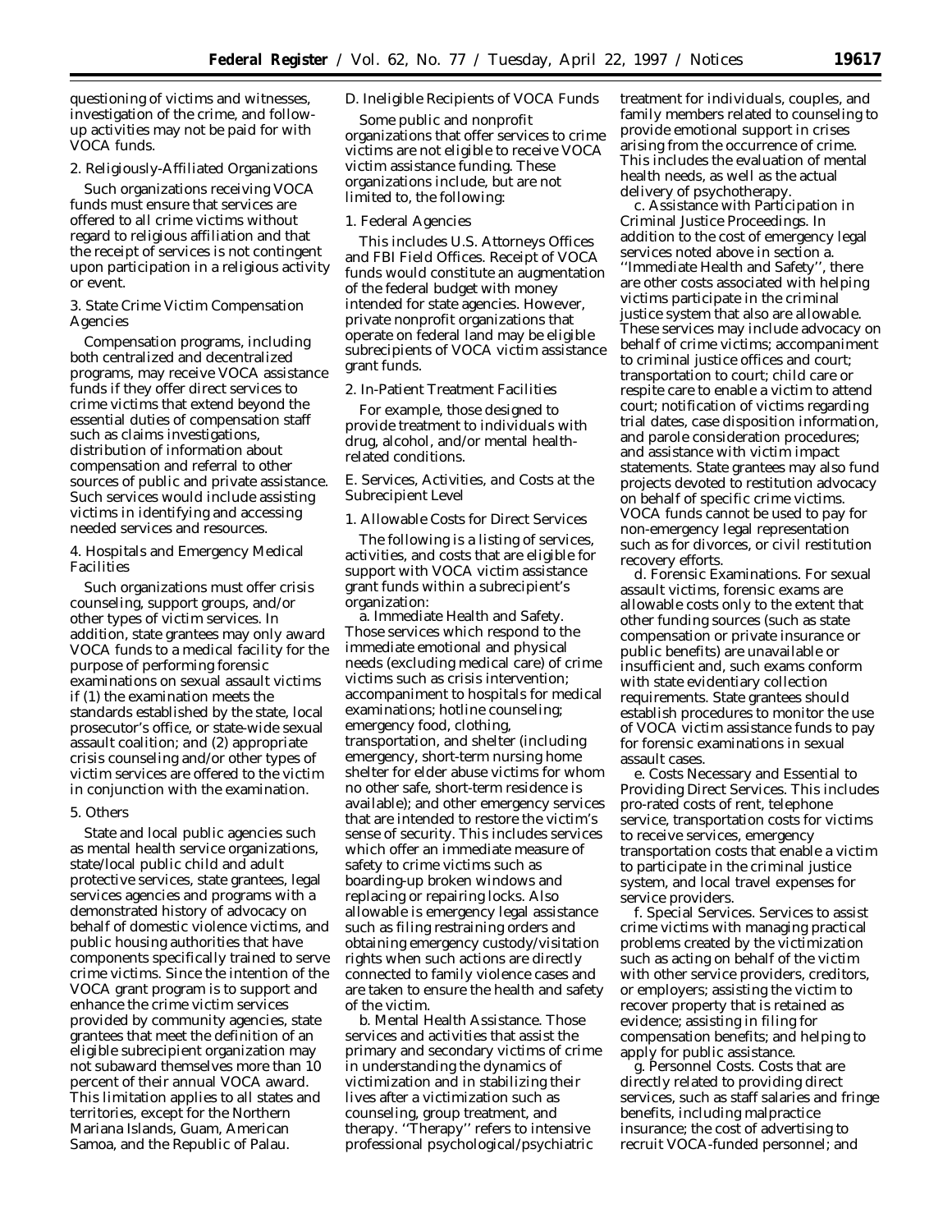questioning of victims and witnesses, investigation of the crime, and follow-up activities may not be paid for with VOCA funds.

2. Religiously-Affiliated Organizations

Such organizations receiving VOCA funds must ensure that services are offered to all crime victims without regard to religious affiliation and that the receipt of services is not contingent upon participation in a religious activity or event.

3. State Crime Victim Compensation Agencies

Compensation programs, including both centralized and decentralized programs, may receive VOCA assistance funds if they offer direct services to crime victims that extend beyond the essential duties of compensation staff such as claims investigations, distribution of information about compensation and referral to other sources of public and private assistance. Such services would include assisting victims in identifying and accessing needed services and resources.

4. Hospitals and Emergency Medical Facilities

Such organizations must offer crisis counseling, support groups, and/or other types of victim services. In addition, state grantees may only award VOCA funds to a medical facility for the purpose of performing forensic examinations on sexual assault victims if (1) the examination meets the standards established by the state, local prosecutor's office, or state-wide sexual assault coalition; and (2) appropriate crisis counseling and/or other types of victim services are offered to the victim in conjunction with the examination.

5. Others

State and local public agencies such as mental health service organizations, state/local public child and adult protective services, state grantees, legal services agencies and programs with a demonstrated history of advocacy on behalf of domestic violence victims, and public housing authorities that have components specifically trained to serve crime victims. Since the intention of the VOCA grant program is to support and enhance the crime victim services provided by community agencies, state grantees that meet the definition of an eligible subrecipient organization may not subaward themselves more than 10 percent of their annual VOCA award. This limitation applies to all states and territories, except for the Northern Mariana Islands, Guam, American Samoa, and the Republic of Palau.

D. Ineligible Recipients of VOCA Funds

Some public and nonprofit organizations that offer services to crime victims are not eligible to receive VOCA victim assistance funding. These organizations include, but are not limited to, the following:

1. Federal Agencies

This includes U.S. Attorneys Offices and FBI Field Offices. Receipt of VOCA funds would constitute an augmentation of the federal budget with money intended for state agencies. However, private nonprofit organizations that operate on federal land may be eligible subrecipients of VOCA victim assistance grant funds.

2. In-Patient Treatment Facilities

For example, those designed to provide treatment to individuals with drug, alcohol, and/or mental health-related conditions.

E. Services, Activities, and Costs at the Subrecipient Level

1. Allowable Costs for Direct Services

The following is a listing of services, activities, and costs that are eligible for support with VOCA victim assistance grant funds within a subrecipient's organization:

a. *Immediate Health and Safety.* Those services which respond to the immediate emotional and physical needs (excluding medical care) of crime victims such as crisis intervention; accompaniment to hospitals for medical examinations; hotline counseling; emergency food, clothing, transportation, and shelter (including emergency, short-term nursing home shelter for elder abuse victims for whom no other safe, short-term residence is available); and other emergency services that are intended to restore the victim's sense of security. This includes services which offer an immediate measure of safety to crime victims such as boarding-up broken windows and replacing or repairing locks. Also allowable is emergency legal assistance such as filing restraining orders and obtaining emergency custody/visitation rights when such actions are directly connected to family violence cases and are taken to ensure the health and safety of the victim.

b. *Mental Health Assistance.* Those services and activities that assist the primary and secondary victims of crime in understanding the dynamics of victimization and in stabilizing their lives after a victimization such as counseling, group treatment, and therapy. ''Therapy'' refers to intensive professional psychological/psychiatric treatment for individuals, couples, and family members related to counseling to provide emotional support in crises arising from the occurrence of crime. This includes the evaluation of mental health needs, as well as the actual delivery of psychotherapy.

c. *Assistance with Participation in Criminal Justice Proceedings.* In addition to the cost of emergency legal services noted above in section a. ''Immediate Health and Safety'', there are other costs associated with helping victims participate in the criminal justice system that also are allowable. These services may include advocacy on behalf of crime victims; accompaniment to criminal justice offices and court; transportation to court; child care or respite care to enable a victim to attend court; notification of victims regarding trial dates, case disposition information, and parole consideration procedures; and assistance with victim impact statements. State grantees may also fund projects devoted to restitution advocacy on behalf of specific crime victims. VOCA funds cannot be used to pay for non-emergency legal representation such as for divorces, or civil restitution recovery efforts.

d. *Forensic Examinations.* For sexual assault victims, forensic exams are allowable costs only to the extent that other funding sources (such as state compensation or private insurance or public benefits) are unavailable or insufficient and, such exams conform with state evidentiary collection requirements. State grantees should establish procedures to monitor the use of VOCA victim assistance funds to pay for forensic examinations in sexual assault cases.

e. *Costs Necessary and Essential to Providing Direct Services.* This includes pro-rated costs of rent, telephone service, transportation costs for victims to receive services, emergency transportation costs that enable a victim to participate in the criminal justice system, and local travel expenses for service providers.

f. *Special Services.* Services to assist crime victims with managing practical problems created by the victimization such as acting on behalf of the victim with other service providers, creditors, or employers; assisting the victim to recover property that is retained as evidence; assisting in filing for compensation benefits; and helping to apply for public assistance.

g. *Personnel Costs.* Costs that are directly related to providing direct services, such as staff salaries and fringe benefits, including malpractice insurance; the cost of advertising to recruit VOCA-funded personnel; and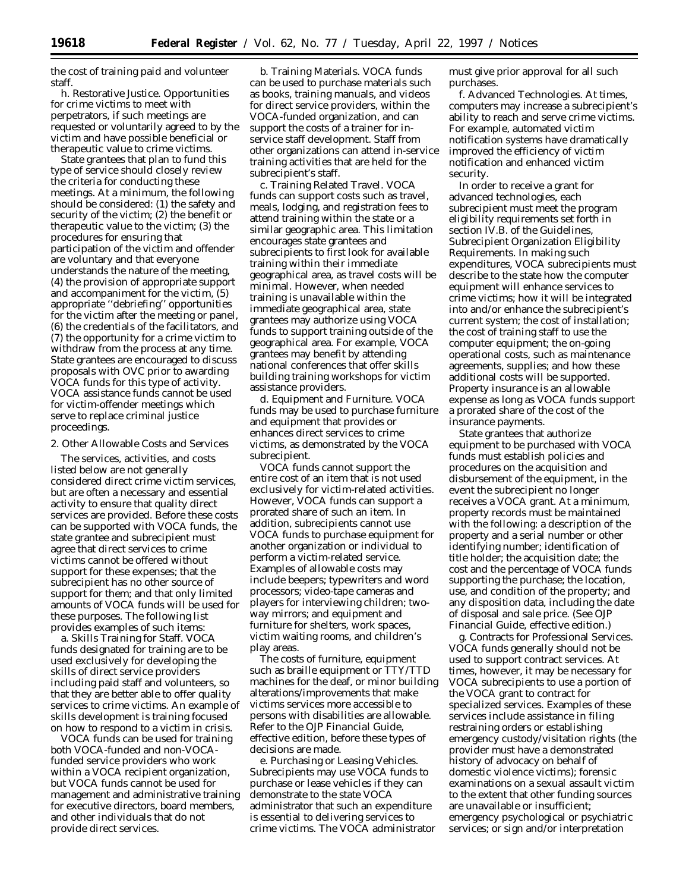the cost of training paid and volunteer staff.

h. Restorative Justice. Opportunities for crime victims to meet with perpetrators, if such meetings are requested or voluntarily agreed to by the victim and have possible beneficial or therapeutic value to crime victims.

State grantees that plan to fund this type of service should closely review the criteria for conducting these meetings. At a minimum, the following should be considered: (1) the safety and security of the victim; (2) the benefit or therapeutic value to the victim; (3) the procedures for ensuring that participation of the victim and offender are voluntary and that everyone understands the nature of the meeting, (4) the provision of appropriate support and accompaniment for the victim, (5) appropriate ''debriefing'' opportunities for the victim after the meeting or panel, (6) the credentials of the facilitators, and (7) the opportunity for a crime victim to withdraw from the process at any time. State grantees are encouraged to discuss proposals with OVC prior to awarding VOCA funds for this type of activity. VOCA assistance funds cannot be used for victim-offender meetings which serve to replace criminal justice proceedings.

2. Other Allowable Costs and Services

The services, activities, and costs listed below are not generally considered direct crime victim services, but are often a necessary and essential activity to ensure that quality direct services are provided. Before these costs can be supported with VOCA funds, the state grantee and subrecipient must agree that direct services to crime victims cannot be offered without support for these expenses; that the subrecipient has no other source of support for them; and that only limited amounts of VOCA funds will be used for these purposes. The following list provides examples of such items:

a. Skills Training for Staff. VOCA funds designated for training are to be used exclusively for developing the skills of direct service providers including paid staff and volunteers, so that they are better able to offer quality services to crime victims. An example of skills development is training focused on how to respond to a victim in crisis.

VOCA funds can be used for training both VOCA-funded and non-VOCA-funded service providers who work within a VOCA recipient organization, but VOCA funds cannot be used for management and administrative training for executive directors, board members, and other individuals that do not provide direct services.

b. Training Materials. VOCA funds can be used to purchase materials such as books, training manuals, and videos for direct service providers, within the VOCA-funded organization, and can support the costs of a trainer for in-service staff development. Staff from other organizations can attend in-service training activities that are held for the subrecipient's staff.

c. Training Related Travel. VOCA funds can support costs such as travel, meals, lodging, and registration fees to attend training within the state or a similar geographic area. This limitation encourages state grantees and subrecipients to first look for available training within their immediate geographical area, as travel costs will be minimal. However, when needed training is unavailable within the immediate geographical area, state grantees may authorize using VOCA funds to support training outside of the geographical area. For example, VOCA grantees may benefit by attending national conferences that offer skills building training workshops for victim assistance providers.

d. Equipment and Furniture. VOCA funds may be used to purchase furniture and equipment that provides or enhances direct services to crime victims, as demonstrated by the VOCA subrecipient.

VOCA funds cannot support the entire cost of an item that is not used exclusively for victim-related activities. However, VOCA funds can support a prorated share of such an item. In addition, subrecipients cannot use VOCA funds to purchase equipment for another organization or individual to perform a victim-related service. Examples of allowable costs may include beepers; typewriters and word processors; video-tape cameras and players for interviewing children; two-way mirrors; and equipment and furniture for shelters, work spaces, victim waiting rooms, and children's play areas.

The costs of furniture, equipment such as braille equipment or TTY/TTD machines for the deaf, or minor building alterations/improvements that make victims services more accessible to persons with disabilities are allowable. Refer to the *OJP Financial Guide*, effective edition, before these types of decisions are made.

e. Purchasing or Leasing Vehicles. Subrecipients may use VOCA funds to purchase or lease vehicles if they can demonstrate to the state VOCA administrator that such an expenditure is essential to delivering services to crime victims. The VOCA administrator must give prior approval for all such purchases.

f. Advanced Technologies. At times, computers may increase a subrecipient's ability to reach and serve crime victims. For example, automated victim notification systems have dramatically improved the efficiency of victim notification and enhanced victim security.

In order to receive a grant for advanced technologies, each subrecipient must meet the program eligibility requirements set forth in section IV.B. of the Guidelines, Subrecipient Organization Eligibility Requirements. In making such expenditures, VOCA subrecipients must describe to the state how the computer equipment will enhance services to crime victims; how it will be integrated into and/or enhance the subrecipient's current system; the cost of installation; the cost of training staff to use the computer equipment; the on-going operational costs, such as maintenance agreements, supplies; and how these additional costs will be supported. Property insurance is an allowable expense as long as VOCA funds support a prorated share of the cost of the insurance payments.

State grantees that authorize equipment to be purchased with VOCA funds must establish policies and procedures on the acquisition and disbursement of the equipment, in the event the subrecipient no longer receives a VOCA grant. At a minimum, property records must be maintained with the following: a description of the property and a serial number or other identifying number; identification of title holder; the acquisition date; the cost and the percentage of VOCA funds supporting the purchase; the location, use, and condition of the property; and any disposition data, including the date of disposal and sale price. (See *OJP Financial Guide*, effective edition.)

g. Contracts for Professional Services. VOCA funds generally should not be used to support contract services. At times, however, it may be necessary for VOCA subrecipients to use a portion of the VOCA grant to contract for specialized services. Examples of these services include assistance in filing restraining orders or establishing emergency custody/visitation rights (the provider must have a demonstrated history of advocacy on behalf of domestic violence victims); forensic examinations on a sexual assault victim to the extent that other funding sources are unavailable or insufficient; emergency psychological or psychiatric services; or sign and/or interpretation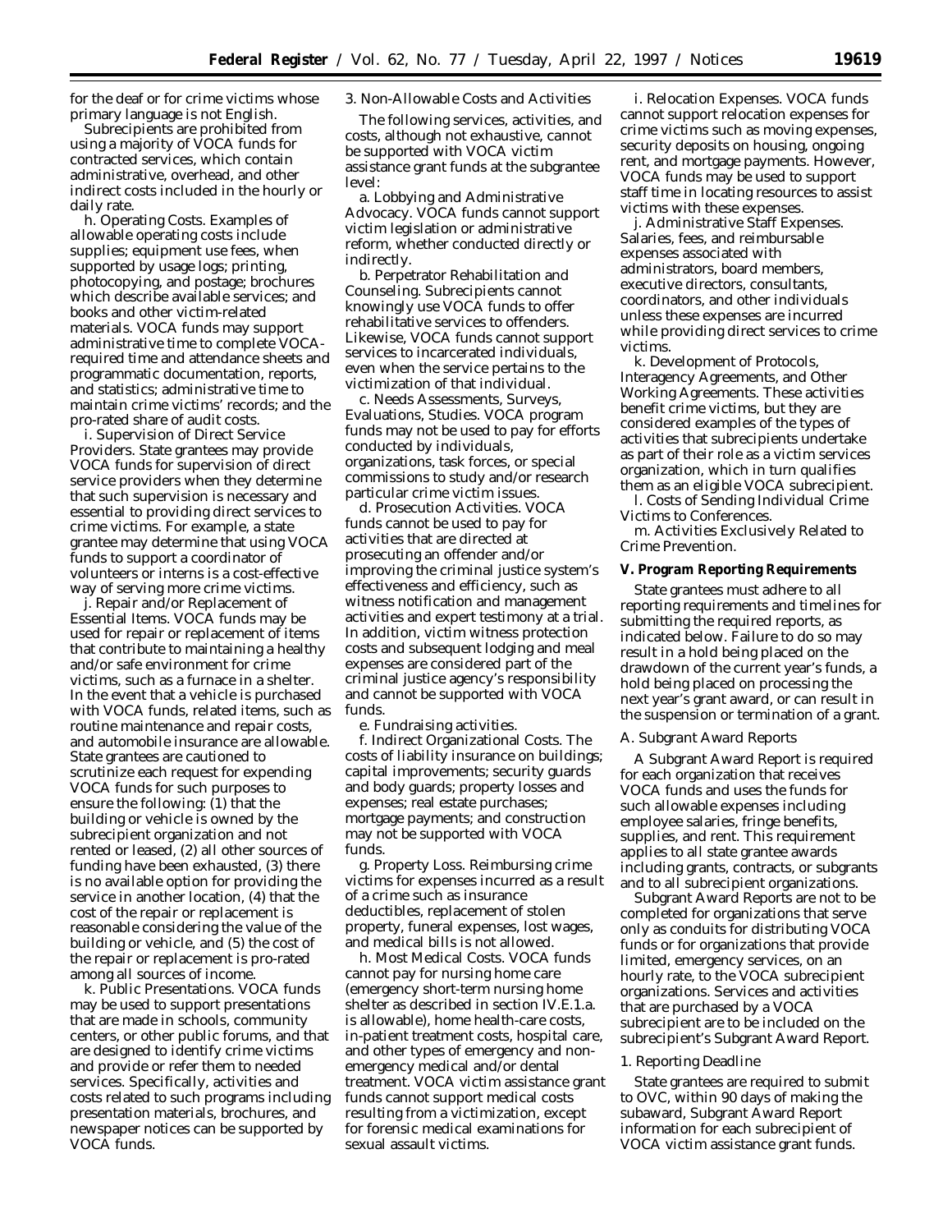for the deaf or for crime victims whose primary language is not English.

Subrecipients are prohibited from using a majority of VOCA funds for contracted services, which contain administrative, overhead, and other indirect costs included in the hourly or daily rate.

h. *Operating Costs.* Examples of allowable operating costs include supplies; equipment use fees, when supported by usage logs; printing, photocopying, and postage; brochures which describe available services; and books and other victim-related materials. VOCA funds may support administrative time to complete VOCA-required time and attendance sheets and programmatic documentation, reports, and statistics; administrative time to maintain crime victims' records; and the pro-rated share of audit costs.

i. *Supervision of Direct Service Providers.* State grantees may provide VOCA funds for supervision of direct service providers when they determine that such supervision is necessary and essential to providing direct services to crime victims. For example, a state grantee may determine that using VOCA funds to support a coordinator of volunteers or interns is a cost-effective way of serving more crime victims.

j. *Repair and/or Replacement of Essential Items.* VOCA funds may be used for repair or replacement of items that contribute to maintaining a healthy and/or safe environment for crime victims, such as a furnace in a shelter. In the event that a vehicle is purchased with VOCA funds, related items, such as routine maintenance and repair costs, and automobile insurance are allowable. State grantees are cautioned to scrutinize each request for expending VOCA funds for such purposes to ensure the following: (1) that the building or vehicle is owned by the subrecipient organization and not rented or leased, (2) all other sources of funding have been exhausted, (3) there is no available option for providing the service in another location, (4) that the cost of the repair or replacement is reasonable considering the value of the building or vehicle, and (5) the cost of the repair or replacement is pro-rated among all sources of income.

k. *Public Presentations.* VOCA funds may be used to support presentations that are made in schools, community centers, or other public forums, and that are designed to identify crime victims and provide or refer them to needed services. Specifically, activities and costs related to such programs including presentation materials, brochures, and newspaper notices can be supported by VOCA funds.

*3. Non-Allowable Costs and Activities*

The following services, activities, and costs, although not exhaustive, cannot be supported with VOCA victim assistance grant funds at the subgrantee level:

a. *Lobbying and Administrative Advocacy.* VOCA funds cannot support victim legislation or administrative reform, whether conducted directly or indirectly.

b. *Perpetrator Rehabilitation and Counseling.* Subrecipients cannot knowingly use VOCA funds to offer rehabilitative services to offenders. Likewise, VOCA funds cannot support services to incarcerated individuals, even when the service pertains to the victimization of that individual.

c. *Needs Assessments, Surveys, Evaluations, Studies.* VOCA program funds may not be used to pay for efforts conducted by individuals, organizations, task forces, or special commissions to study and/or research particular crime victim issues.

d. *Prosecution Activities.* VOCA funds cannot be used to pay for activities that are directed at prosecuting an offender and/or improving the criminal justice system's effectiveness and efficiency, such as witness notification and management activities and expert testimony at a trial. In addition, victim witness protection costs and subsequent lodging and meal expenses are considered part of the criminal justice agency's responsibility and cannot be supported with VOCA funds.

e. *Fundraising activities.*

f. *Indirect Organizational Costs.* The costs of liability insurance on buildings; capital improvements; security guards and body guards; property losses and expenses; real estate purchases; mortgage payments; and construction may not be supported with VOCA funds.

g. *Property Loss.* Reimbursing crime victims for expenses incurred as a result of a crime such as insurance deductibles, replacement of stolen property, funeral expenses, lost wages, and medical bills is not allowed.

h. *Most Medical Costs.* VOCA funds cannot pay for nursing home care (emergency short-term nursing home shelter as described in section IV.E.1.a. is allowable), home health-care costs, in-patient treatment costs, hospital care, and other types of emergency and non-emergency medical and/or dental treatment. VOCA victim assistance grant funds cannot support medical costs resulting from a victimization, except for forensic medical examinations for sexual assault victims.

i. *Relocation Expenses.* VOCA funds cannot support relocation expenses for crime victims such as moving expenses, security deposits on housing, ongoing rent, and mortgage payments. However, VOCA funds may be used to support staff time in locating resources to assist victims with these expenses.

j. *Administrative Staff Expenses.* Salaries, fees, and reimbursable expenses associated with administrators, board members, executive directors, consultants, coordinators, and other individuals unless these expenses are incurred while providing direct services to crime victims.

k. *Development of Protocols, Interagency Agreements, and Other Working Agreements.* These activities benefit crime victims, but they are considered examples of the types of activities that subrecipients undertake as part of their role as a victim services organization, which in turn qualifies them as an eligible VOCA subrecipient.

l. *Costs of Sending Individual Crime Victims to Conferences.*

m. *Activities Exclusively Related to Crime Prevention.*

**V. Program Reporting Requirements**

State grantees must adhere to all reporting requirements and timelines for submitting the required reports, as indicated below. Failure to do so may result in a hold being placed on the drawdown of the current year's funds, a hold being placed on processing the next year's grant award, or can result in the suspension or termination of a grant.

*A. Subgrant Award Reports*

A Subgrant Award Report is required for each organization that receives VOCA funds and uses the funds for such allowable expenses including employee salaries, fringe benefits, supplies, and rent. This requirement applies to all state grantee awards including grants, contracts, or subgrants and to all subrecipient organizations.

Subgrant Award Reports are not to be completed for organizations that serve only as conduits for distributing VOCA funds or for organizations that provide limited, emergency services, on an hourly rate, to the VOCA subrecipient organizations. Services and activities that are purchased by a VOCA subrecipient are to be included on the subrecipient's Subgrant Award Report.

*1. Reporting Deadline*

State grantees are required to submit to OVC, within 90 days of making the subaward, Subgrant Award Report information for each subrecipient of VOCA victim assistance grant funds.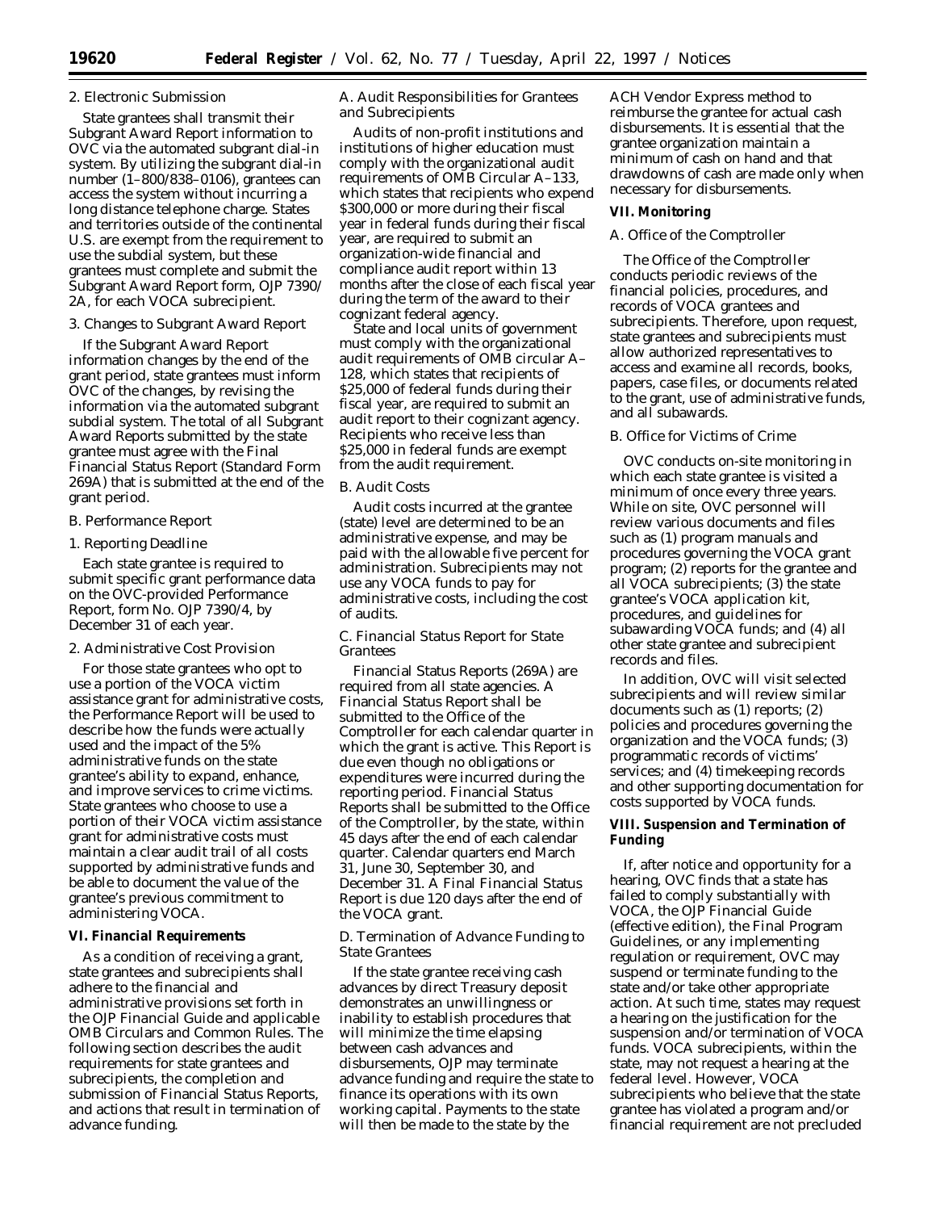2. Electronic Submission

State grantees shall transmit their Subgrant Award Report information to OVC via the automated subgrant dial-in system. By utilizing the subgrant dial-in number (1–800/838–0106), grantees can access the system without incurring a long distance telephone charge. States and territories outside of the continental U.S. are exempt from the requirement to use the subdial system, but these grantees must complete and submit the Subgrant Award Report form, OJP 7390/2A, for each VOCA subrecipient.

3. Changes to Subgrant Award Report

If the Subgrant Award Report information changes by the end of the grant period, state grantees must inform OVC of the changes, by revising the information via the automated subgrant subdial system. The total of all Subgrant Award Reports submitted by the state grantee must agree with the Final Financial Status Report (Standard Form 269A) that is submitted at the end of the grant period.

*B. Performance Report*

1. Reporting Deadline

Each state grantee is required to submit specific grant performance data on the OVC-provided Performance Report, form No. OJP 7390/4, by December 31 of each year.

2. Administrative Cost Provision

For those state grantees who opt to use a portion of the VOCA victim assistance grant for administrative costs, the Performance Report will be used to describe how the funds were actually used and the impact of the 5% administrative funds on the state grantee's ability to expand, enhance, and improve services to crime victims. State grantees who choose to use a portion of their VOCA victim assistance grant for administrative costs must maintain a clear audit trail of all costs supported by administrative funds and be able to document the value of the grantee's previous commitment to administering VOCA.

**VI. Financial Requirements**

As a condition of receiving a grant, state grantees and subrecipients shall adhere to the financial and administrative provisions set forth in the OJP Financial Guide and applicable OMB Circulars and Common Rules. The following section describes the audit requirements for state grantees and subrecipients, the completion and submission of Financial Status Reports, and actions that result in termination of advance funding.

*A. Audit Responsibilities for Grantees and Subrecipients*

Audits of non-profit institutions and institutions of higher education must comply with the organizational audit requirements of OMB Circular A–133, which states that recipients who expend $300,000 or more during their fiscal year in federal funds during their fiscal year, are required to submit an organization-wide financial and compliance audit report within 13 months after the close of each fiscal year during the term of the award to their cognizant federal agency.

State and local units of government must comply with the organizational audit requirements of OMB circular A–128, which states that recipients of $25,000 of federal funds during their fiscal year, are required to submit an audit report to their cognizant agency. Recipients who receive less than $25,000 in federal funds are exempt from the audit requirement.

*B. Audit Costs*

Audit costs incurred at the grantee (state) level are determined to be an administrative expense, and may be paid with the allowable five percent for administration. Subrecipients may not use any VOCA funds to pay for administrative costs, including the cost of audits.

*C. Financial Status Report for State Grantees*

Financial Status Reports (269A) are required from all state agencies. A Financial Status Report shall be submitted to the Office of the Comptroller for each calendar quarter in which the grant is active. This Report is due even though no obligations or expenditures were incurred during the reporting period. Financial Status Reports shall be submitted to the Office of the Comptroller, by the state, within 45 days after the end of each calendar quarter. Calendar quarters end March 31, June 30, September 30, and December 31. A Final Financial Status Report is due 120 days after the end of the VOCA grant.

*D. Termination of Advance Funding to State Grantees*

If the state grantee receiving cash advances by direct Treasury deposit demonstrates an unwillingness or inability to establish procedures that will minimize the time elapsing between cash advances and disbursements, OJP may terminate advance funding and require the state to finance its operations with its own working capital. Payments to the state will then be made to the state by the ACH Vendor Express method to reimburse the grantee for actual cash disbursements. It is essential that the grantee organization maintain a minimum of cash on hand and that drawdowns of cash are made only when necessary for disbursements.

**VII. Monitoring**

*A. Office of the Comptroller*

The Office of the Comptroller conducts periodic reviews of the financial policies, procedures, and records of VOCA grantees and subrecipients. Therefore, upon request, state grantees and subrecipients must allow authorized representatives to access and examine all records, books, papers, case files, or documents related to the grant, use of administrative funds, and all subawards.

*B. Office for Victims of Crime*

OVC conducts on-site monitoring in which each state grantee is visited a minimum of once every three years. While on site, OVC personnel will review various documents and files such as (1) program manuals and procedures governing the VOCA grant program; (2) reports for the grantee and all VOCA subrecipients; (3) the state grantee's VOCA application kit, procedures, and guidelines for subawarding VOCA funds; and (4) all other state grantee and subrecipient records and files.

In addition, OVC will visit selected subrecipients and will review similar documents such as (1) reports; (2) policies and procedures governing the organization and the VOCA funds; (3) programmatic records of victims' services; and (4) timekeeping records and other supporting documentation for costs supported by VOCA funds.

**VIII. Suspension and Termination of Funding**

If, after notice and opportunity for a hearing, OVC finds that a state has failed to comply substantially with VOCA, the OJP Financial Guide (effective edition), the Final Program Guidelines, or any implementing regulation or requirement, OVC may suspend or terminate funding to the state and/or take other appropriate action. At such time, states may request a hearing on the justification for the suspension and/or termination of VOCA funds. VOCA subrecipients, within the state, may not request a hearing at the federal level. However, VOCA subrecipients who believe that the state grantee has violated a program and/or financial requirement are not precluded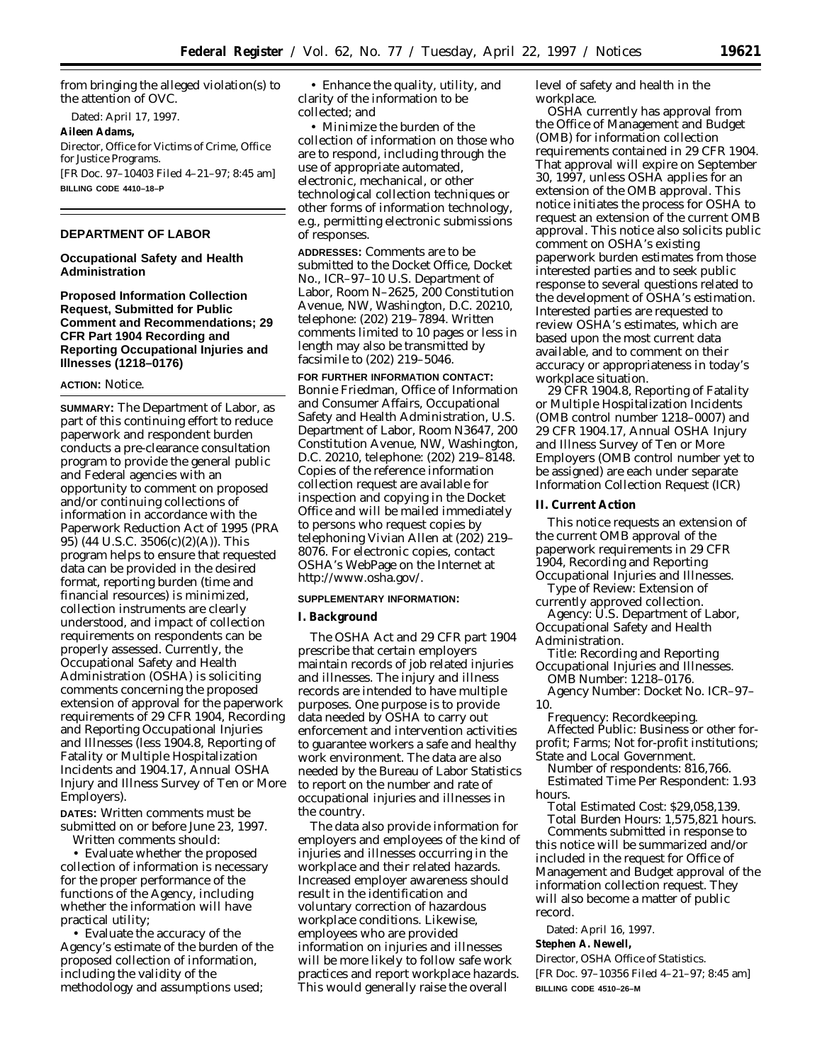from bringing the alleged violation(s) to the attention of OVC.

Dated: April 17, 1997.

**Aileen Adams,**

*Director, Office for Victims of Crime, Office for Justice Programs.*

[FR Doc. 97–10403 Filed 4–21–97; 8:45 am]

**BILLING CODE 4410–18–P**

---

## DEPARTMENT OF LABOR

### Occupational Safety and Health Administration

### Proposed Information Collection Request, Submitted for Public Comment and Recommendations; 29 CFR Part 1904 Recording and Reporting Occupational Injuries and Illnesses (1218–0176)

**ACTION:** Notice.

**SUMMARY:** The Department of Labor, as part of this continuing effort to reduce paperwork and respondent burden conducts a pre-clearance consultation program to provide the general public and Federal agencies with an opportunity to comment on proposed and/or continuing collections of information in accordance with the Paperwork Reduction Act of 1995 (PRA 95) (44 U.S.C. 3506(c)(2)(A)). This program helps to ensure that requested data can be provided in the desired format, reporting burden (time and financial resources) is minimized, collection instruments are clearly understood, and impact of collection requirements on respondents can be properly assessed. Currently, the Occupational Safety and Health Administration (OSHA) is soliciting comments concerning the proposed extension of approval for the paperwork requirements of 29 CFR 1904, Recording and Reporting Occupational Injuries and Illnesses (less 1904.8, Reporting of Fatality or Multiple Hospitalization Incidents and 1904.17, Annual OSHA Injury and Illness Survey of Ten or More Employers).

**DATES:** Written comments must be submitted on or before June 23, 1997.

Written comments should:

- Evaluate whether the proposed collection of information is necessary for the proper performance of the functions of the Agency, including whether the information will have practical utility;
- Evaluate the accuracy of the Agency's estimate of the burden of the proposed collection of information, including the validity of the methodology and assumptions used;
- Enhance the quality, utility, and clarity of the information to be collected; and
- Minimize the burden of the collection of information on those who are to respond, including through the use of appropriate automated, electronic, mechanical, or other technological collection techniques or other forms of information technology, e.g., permitting electronic submissions of responses.

**ADDRESSES:** Comments are to be submitted to the Docket Office, Docket No., ICR–97–10 U.S. Department of Labor, Room N–2625, 200 Constitution Avenue, NW, Washington, D.C. 20210, telephone: (202) 219–7894. Written comments limited to 10 pages or less in length may also be transmitted by facsimile to (202) 219–5046.

**FOR FURTHER INFORMATION CONTACT:** Bonnie Friedman, Office of Information and Consumer Affairs, Occupational Safety and Health Administration, U.S. Department of Labor, Room N3647, 200 Constitution Avenue, NW, Washington, D.C. 20210, telephone: (202) 219–8148. Copies of the reference information collection request are available for inspection and copying in the Docket Office and will be mailed immediately to persons who request copies by telephoning Vivian Allen at (202) 219–8076. For electronic copies, contact OSHA's WebPage on the Internet at http://www.osha.gov/.

**SUPPLEMENTARY INFORMATION:**

### I. Background

The OSHA Act and 29 CFR part 1904 prescribe that certain employers maintain records of job related injuries and illnesses. The injury and illness records are intended to have multiple purposes. One purpose is to provide data needed by OSHA to carry out enforcement and intervention activities to guarantee workers a safe and healthy work environment. The data are also needed by the Bureau of Labor Statistics to report on the number and rate of occupational injuries and illnesses in the country.

The data also provide information for employers and employees of the kind of injuries and illnesses occurring in the workplace and their related hazards. Increased employer awareness should result in the identification and voluntary correction of hazardous workplace conditions. Likewise, employees who are provided information on injuries and illnesses will be more likely to follow safe work practices and report workplace hazards. This would generally raise the overall level of safety and health in the workplace.

OSHA currently has approval from the Office of Management and Budget (OMB) for information collection requirements contained in 29 CFR 1904. That approval will expire on September 30, 1997, unless OSHA applies for an extension of the OMB approval. This notice initiates the process for OSHA to request an extension of the current OMB approval. This notice also solicits public comment on OSHA's existing paperwork burden estimates from those interested parties and to seek public response to several questions related to the development of OSHA's estimation. Interested parties are requested to review OSHA's estimates, which are based upon the most current data available, and to comment on their accuracy or appropriateness in today's workplace situation.

29 CFR 1904.8, Reporting of Fatality or Multiple Hospitalization Incidents (OMB control number 1218–0007) and 29 CFR 1904.17, Annual OSHA Injury and Illness Survey of Ten or More Employers (OMB control number yet to be assigned) are each under separate Information Collection Request (ICR)

### II. Current Action

This notice requests an extension of the current OMB approval of the paperwork requirements in 29 CFR 1904, Recording and Reporting Occupational Injuries and Illnesses.

*Type of Review:* Extension of currently approved collection.

*Agency:* U.S. Department of Labor, Occupational Safety and Health Administration.

*Title:* Recording and Reporting Occupational Injuries and Illnesses.

*OMB Number:* 1218–0176.

*Agency Number:* Docket No. ICR–97–10.

*Frequency:* Recordkeeping.

*Affected Public:* Business or other for-profit; Farms; Not for-profit institutions; State and Local Government.

*Number of respondents:* 816,766.

*Estimated Time Per Respondent:* 1.93 hours.

*Total Estimated Cost:* $29,058,139.

*Total Burden Hours:* 1,575,821 hours.

Comments submitted in response to this notice will be summarized and/or included in the request for Office of Management and Budget approval of the information collection request. They will also become a matter of public record.

Dated: April 16, 1997.

**Stephen A. Newell,**

*Director, OSHA Office of Statistics.*

[FR Doc. 97–10356 Filed 4–21–97; 8:45 am]

**BILLING CODE 4510–26–M**